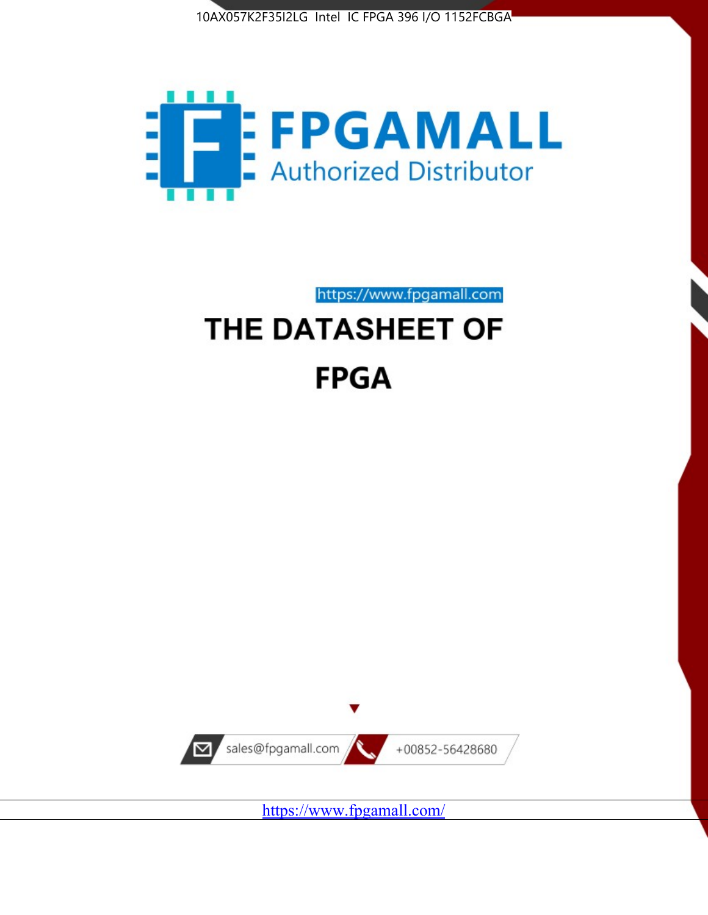10AX057K2F35I2LG Intel IC FPGA 396 I/O 1152FCBGA

FPGAMALL

Authorized Distributor

https://www.fpgamall.com

# THE DATASHEET OF

# FPGA

sales@fpgamall.com

+00852-56428680

https://www.fpgamall.com/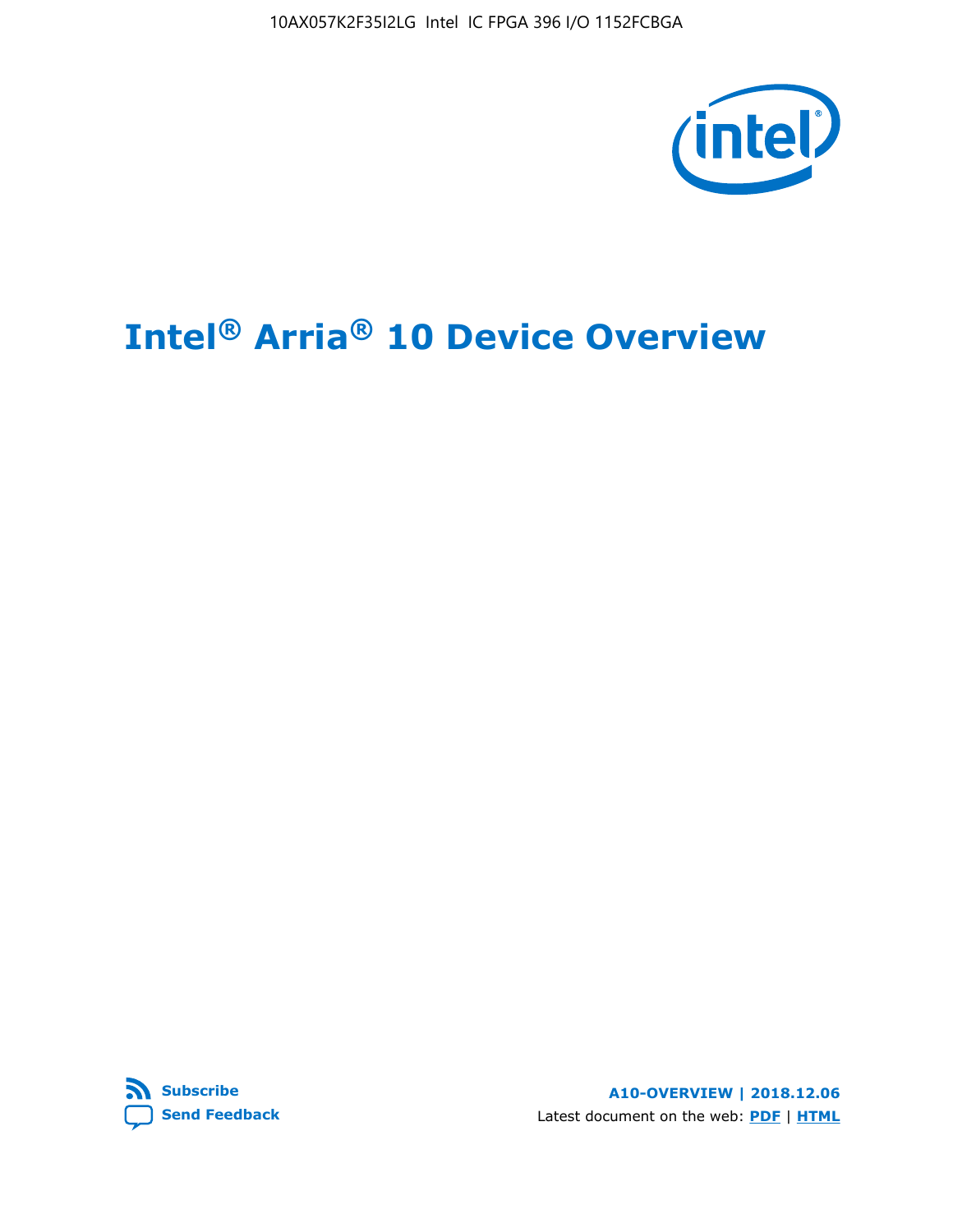10AX057K2F35I2LG Intel IC FPGA 396 I/O 1152FCBGA

# Intel® Arria® 10 Device Overview

Subscribe

Send Feedback

A10-OVERVIEW | 2018.12.06

Latest document on the web: PDF | HTML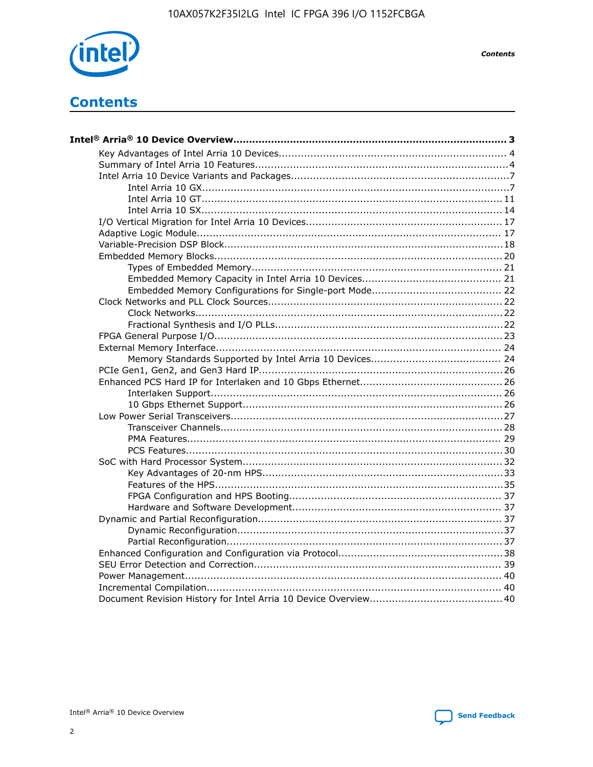# Contents

**Intel® Arria® 10 Device Overview....................................................................................... 3**

- Key Advantages of Intel Arria 10 Devices........................................................................ 4
- Summary of Intel Arria 10 Features................................................................................4
- Intel Arria 10 Device Variants and Packages....................................................................7
  - Intel Arria 10 GX.................................................................................................7
  - Intel Arria 10 GT............................................................................................... 11
  - Intel Arria 10 SX............................................................................................... 14
- I/O Vertical Migration for Intel Arria 10 Devices............................................................. 17
- Adaptive Logic Module................................................................................................ 17
- Variable-Precision DSP Block.......................................................................................18
- Embedded Memory Blocks.......................................................................................... 20
  - Types of Embedded Memory............................................................................... 21
  - Embedded Memory Capacity in Intel Arria 10 Devices............................................ 21
  - Embedded Memory Configurations for Single-port Mode......................................... 22
- Clock Networks and PLL Clock Sources.........................................................................22
  - Clock Networks.................................................................................................22
  - Fractional Synthesis and I/O PLLs........................................................................22
- FPGA General Purpose I/O..........................................................................................23
- External Memory Interface.......................................................................................... 24
  - Memory Standards Supported by Intel Arria 10 Devices......................................... 24
- PCIe Gen1, Gen2, and Gen3 Hard IP.............................................................................26
- Enhanced PCS Hard IP for Interlaken and 10 Gbps Ethernet.............................................26
  - Interlaken Support............................................................................................ 26
  - 10 Gbps Ethernet Support.................................................................................. 26
- Low Power Serial Transceivers.....................................................................................27
  - Transceiver Channels.........................................................................................28
  - PMA Features................................................................................................... 29
  - PCS Features....................................................................................................30
- SoC with Hard Processor System.................................................................................. 32
  - Key Advantages of 20-nm HPS............................................................................33
  - Features of the HPS...........................................................................................35
  - FPGA Configuration and HPS Booting................................................................... 37
  - Hardware and Software Development.................................................................. 37
- Dynamic and Partial Reconfiguration.............................................................................37
  - Dynamic Reconfiguration....................................................................................37
  - Partial Reconfiguration.......................................................................................37
- Enhanced Configuration and Configuration via Protocol....................................................38
- SEU Error Detection and Correction.............................................................................. 39
- Power Management................................................................................................... 40
- Incremental Compilation............................................................................................. 40
- Document Revision History for Intel Arria 10 Device Overview..........................................40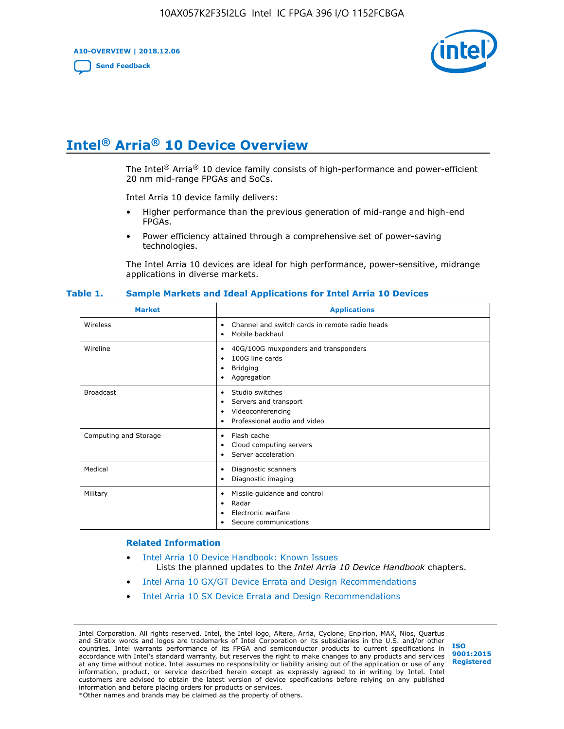# Intel® Arria® 10 Device Overview

The Intel® Arria® 10 device family consists of high-performance and power-efficient 20 nm mid-range FPGAs and SoCs.

Intel Arria 10 device family delivers:

- Higher performance than the previous generation of mid-range and high-end FPGAs.
- Power efficiency attained through a comprehensive set of power-saving technologies.

The Intel Arria 10 devices are ideal for high performance, power-sensitive, midrange applications in diverse markets.

**Table 1. Sample Markets and Ideal Applications for Intel Arria 10 Devices**

| Market | Applications |
|---|---|
| Wireless | • Channel and switch cards in remote radio heads<br>• Mobile backhaul |
| Wireline | • 40G/100G muxponders and transponders<br>• 100G line cards<br>• Bridging<br>• Aggregation |
| Broadcast | • Studio switches<br>• Servers and transport<br>• Videoconferencing<br>• Professional audio and video |
| Computing and Storage | • Flash cache<br>• Cloud computing servers<br>• Server acceleration |
| Medical | • Diagnostic scanners<br>• Diagnostic imaging |
| Military | • Missile guidance and control<br>• Radar<br>• Electronic warfare<br>• Secure communications |

### Related Information

- Intel Arria 10 Device Handbook: Known Issues
  Lists the planned updates to the *Intel Arria 10 Device Handbook* chapters.
- Intel Arria 10 GX/GT Device Errata and Design Recommendations
- Intel Arria 10 SX Device Errata and Design Recommendations

Intel Corporation. All rights reserved. Intel, the Intel logo, Altera, Arria, Cyclone, Enpirion, MAX, Nios, Quartus and Stratix words and logos are trademarks of Intel Corporation or its subsidiaries in the U.S. and/or other countries. Intel warrants performance of its FPGA and semiconductor products to current specifications in accordance with Intel's standard warranty, but reserves the right to make changes to any products and services at any time without notice. Intel assumes no responsibility or liability arising out of the application or use of any information, product, or service described herein except as expressly agreed to in writing by Intel. Intel customers are advised to obtain the latest version of device specifications before relying on any published information and before placing orders for products or services.
*Other names and brands may be claimed as the property of others.

ISO 9001:2015 Registered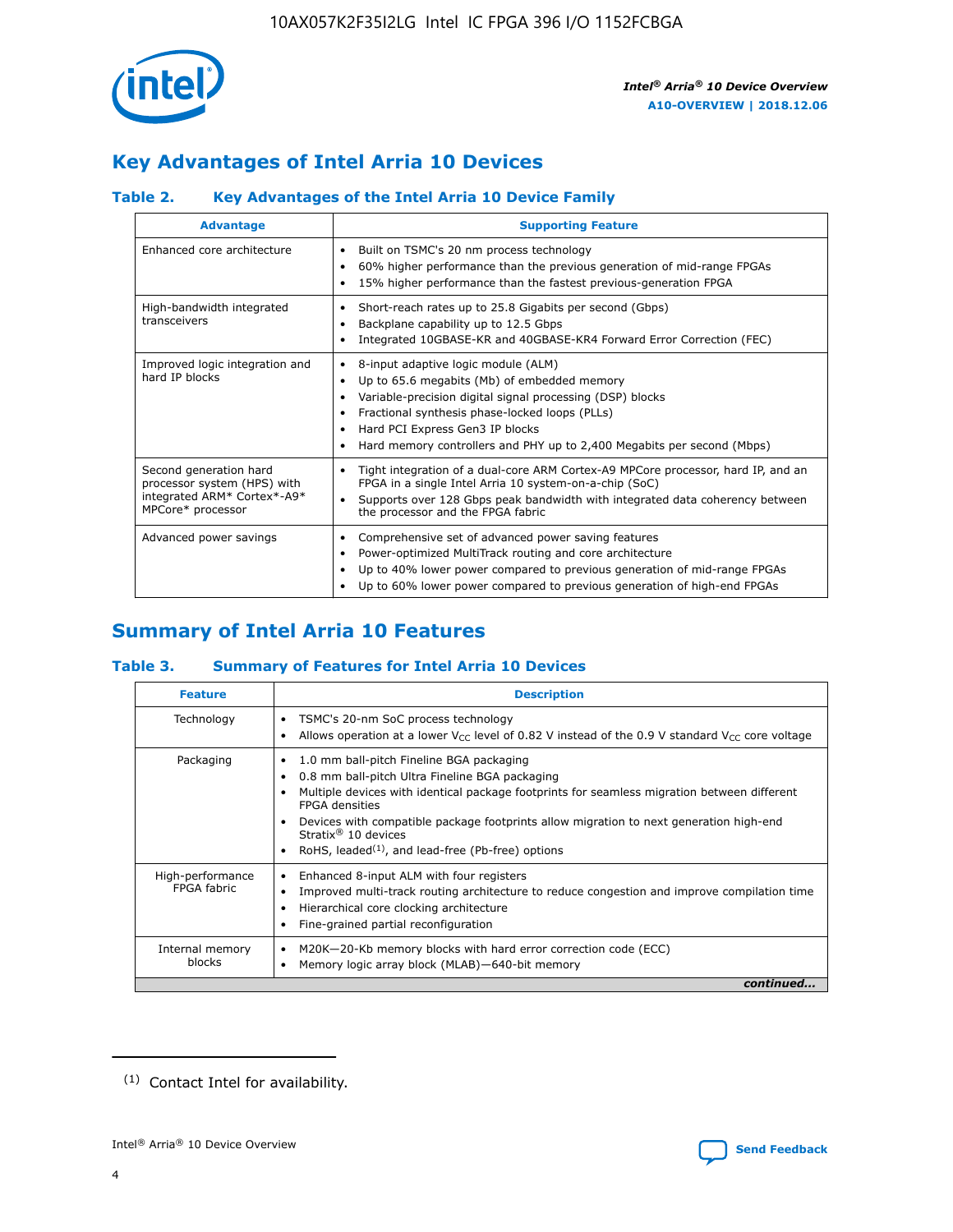## Key Advantages of Intel Arria 10 Devices

### Table 2. Key Advantages of the Intel Arria 10 Device Family

| Advantage | Supporting Feature |
|---|---|
| Enhanced core architecture | • Built on TSMC's 20 nm process technology<br>• 60% higher performance than the previous generation of mid-range FPGAs<br>• 15% higher performance than the fastest previous-generation FPGA |
| High-bandwidth integrated transceivers | • Short-reach rates up to 25.8 Gigabits per second (Gbps)<br>• Backplane capability up to 12.5 Gbps<br>• Integrated 10GBASE-KR and 40GBASE-KR4 Forward Error Correction (FEC) |
| Improved logic integration and hard IP blocks | • 8-input adaptive logic module (ALM)<br>• Up to 65.6 megabits (Mb) of embedded memory<br>• Variable-precision digital signal processing (DSP) blocks<br>• Fractional synthesis phase-locked loops (PLLs)<br>• Hard PCI Express Gen3 IP blocks<br>• Hard memory controllers and PHY up to 2,400 Megabits per second (Mbps) |
| Second generation hard processor system (HPS) with integrated ARM* Cortex*-A9* MPCore* processor | • Tight integration of a dual-core ARM Cortex-A9 MPCore processor, hard IP, and an FPGA in a single Intel Arria 10 system-on-a-chip (SoC)<br>• Supports over 128 Gbps peak bandwidth with integrated data coherency between the processor and the FPGA fabric |
| Advanced power savings | • Comprehensive set of advanced power saving features<br>• Power-optimized MultiTrack routing and core architecture<br>• Up to 40% lower power compared to previous generation of mid-range FPGAs<br>• Up to 60% lower power compared to previous generation of high-end FPGAs |

## Summary of Intel Arria 10 Features

### Table 3. Summary of Features for Intel Arria 10 Devices

| Feature | Description |
|---|---|
| Technology | • TSMC's 20-nm SoC process technology<br>• Allows operation at a lower $V_{CC}$ level of 0.82 V instead of the 0.9 V standard $V_{CC}$ core voltage |
| Packaging | • 1.0 mm ball-pitch Fineline BGA packaging<br>• 0.8 mm ball-pitch Ultra Fineline BGA packaging<br>• Multiple devices with identical package footprints for seamless migration between different FPGA densities<br>• Devices with compatible package footprints allow migration to next generation high-end Stratix® 10 devices<br>• RoHS, leaded[(1)], and lead-free (Pb-free) options |
| High-performance FPGA fabric | • Enhanced 8-input ALM with four registers<br>• Improved multi-track routing architecture to reduce congestion and improve compilation time<br>• Hierarchical core clocking architecture<br>• Fine-grained partial reconfiguration |
| Internal memory blocks | • M20K—20-Kb memory blocks with hard error correction code (ECC)<br>• Memory logic array block (MLAB)—640-bit memory |

*continued...*

(1) Contact Intel for availability.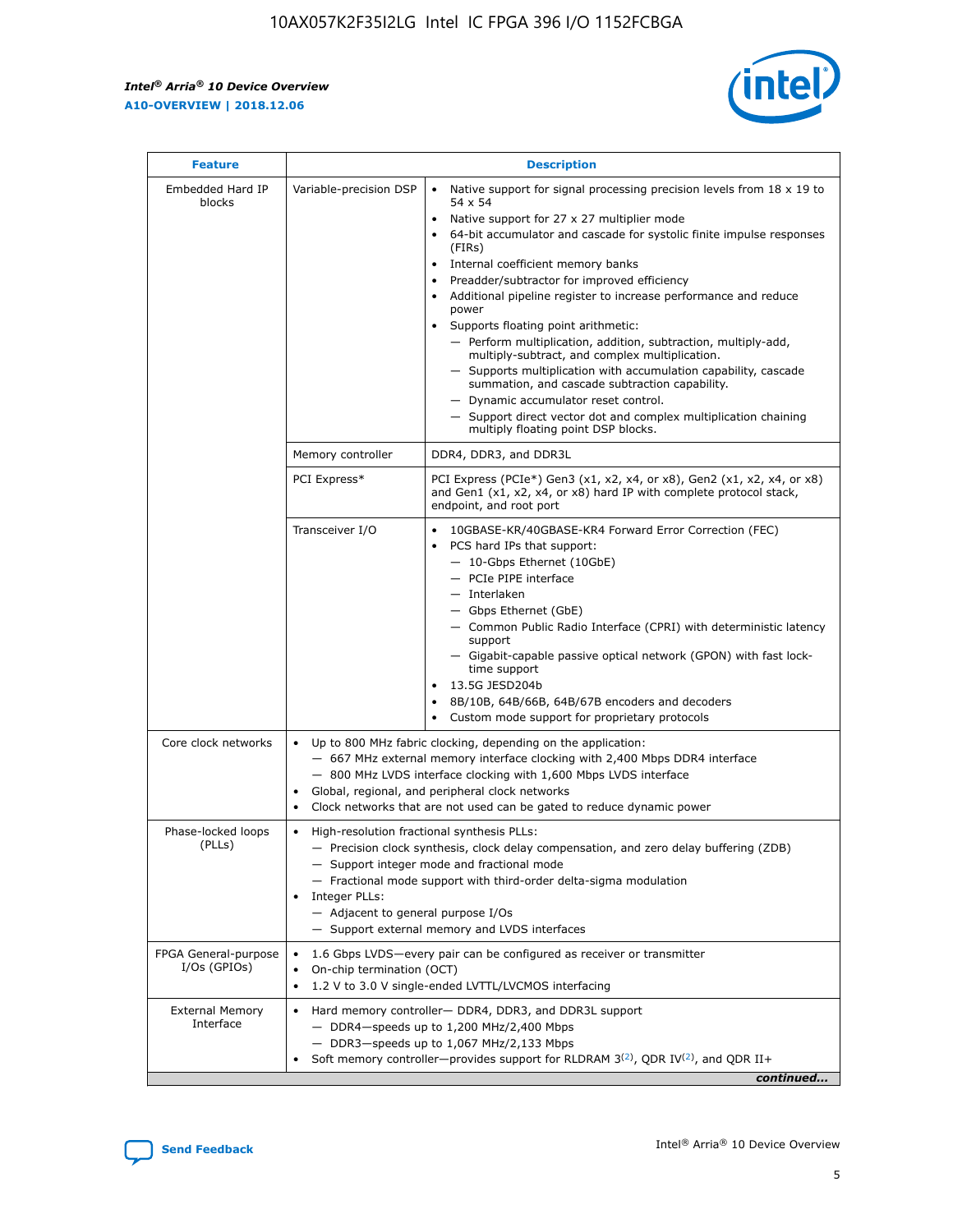| Feature | Description | |
|---|---|---|
| Embedded Hard IP blocks | Variable-precision DSP | • Native support for signal processing precision levels from 18 x 19 to 54 x 54<br>• Native support for 27 x 27 multiplier mode<br>• 64-bit accumulator and cascade for systolic finite impulse responses (FIRs)<br>• Internal coefficient memory banks<br>• Preadder/subtractor for improved efficiency<br>• Additional pipeline register to increase performance and reduce power<br>• Supports floating point arithmetic:<br>— Perform multiplication, addition, subtraction, multiply-add, multiply-subtract, and complex multiplication.<br>— Supports multiplication with accumulation capability, cascade summation, and cascade subtraction capability.<br>— Dynamic accumulator reset control.<br>— Support direct vector dot and complex multiplication chaining multiply floating point DSP blocks. |
| | Memory controller | DDR4, DDR3, and DDR3L |
| | PCI Express* | PCI Express (PCIe*) Gen3 (x1, x2, x4, or x8), Gen2 (x1, x2, x4, or x8) and Gen1 (x1, x2, x4, or x8) hard IP with complete protocol stack, endpoint, and root port |
| | Transceiver I/O | • 10GBASE-KR/40GBASE-KR4 Forward Error Correction (FEC)<br>• PCS hard IPs that support:<br>— 10-Gbps Ethernet (10GbE)<br>— PCIe PIPE interface<br>— Interlaken<br>— Gbps Ethernet (GbE)<br>— Common Public Radio Interface (CPRI) with deterministic latency support<br>— Gigabit-capable passive optical network (GPON) with fast lock-time support<br>• 13.5G JESD204b<br>• 8B/10B, 64B/66B, 64B/67B encoders and decoders<br>• Custom mode support for proprietary protocols |
| Core clock networks | • Up to 800 MHz fabric clocking, depending on the application:<br>— 667 MHz external memory interface clocking with 2,400 Mbps DDR4 interface<br>— 800 MHz LVDS interface clocking with 1,600 Mbps LVDS interface<br>• Global, regional, and peripheral clock networks<br>• Clock networks that are not used can be gated to reduce dynamic power | |
| Phase-locked loops (PLLs) | • High-resolution fractional synthesis PLLs:<br>— Precision clock synthesis, clock delay compensation, and zero delay buffering (ZDB)<br>— Support integer mode and fractional mode<br>— Fractional mode support with third-order delta-sigma modulation<br>• Integer PLLs:<br>— Adjacent to general purpose I/Os<br>— Support external memory and LVDS interfaces | |
| FPGA General-purpose I/Os (GPIOs) | • 1.6 Gbps LVDS—every pair can be configured as receiver or transmitter<br>• On-chip termination (OCT)<br>• 1.2 V to 3.0 V single-ended LVTTL/LVCMOS interfacing | |
| External Memory Interface | • Hard memory controller— DDR4, DDR3, and DDR3L support<br>— DDR4—speeds up to 1,200 MHz/2,400 Mbps<br>— DDR3—speeds up to 1,067 MHz/2,133 Mbps<br>• Soft memory controller—provides support for RLDRAM 3[(2)], QDR IV[(2)], and QDR II+ | |

*continued...*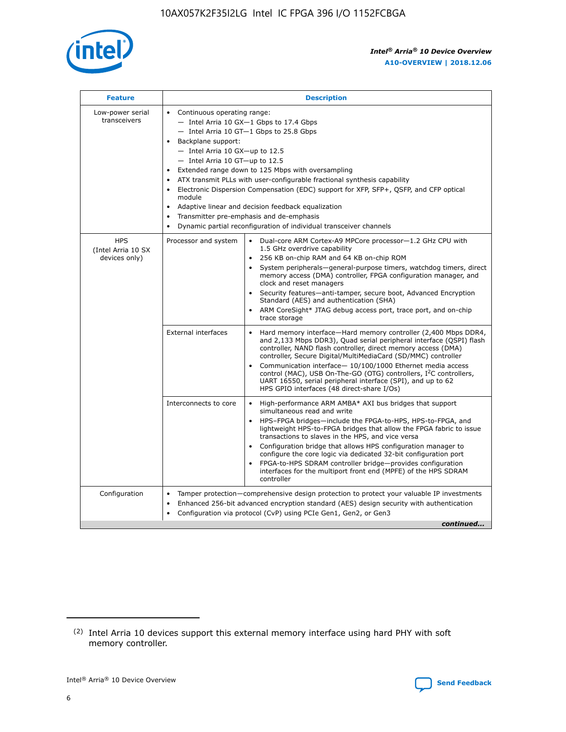| Feature | Description | |
|---|---|---|
| Low-power serial transceivers | • Continuous operating range:<br>— Intel Arria 10 GX—1 Gbps to 17.4 Gbps<br>— Intel Arria 10 GT—1 Gbps to 25.8 Gbps<br>• Backplane support:<br>— Intel Arria 10 GX—up to 12.5<br>— Intel Arria 10 GT—up to 12.5<br>• Extended range down to 125 Mbps with oversampling<br>• ATX transmit PLLs with user-configurable fractional synthesis capability<br>• Electronic Dispersion Compensation (EDC) support for XFP, SFP+, QSFP, and CFP optical module<br>• Adaptive linear and decision feedback equalization<br>• Transmitter pre-emphasis and de-emphasis<br>• Dynamic partial reconfiguration of individual transceiver channels | |
| HPS (Intel Arria 10 SX devices only) | Processor and system | • Dual-core ARM Cortex-A9 MPCore processor—1.2 GHz CPU with 1.5 GHz overdrive capability<br>• 256 KB on-chip RAM and 64 KB on-chip ROM<br>• System peripherals—general-purpose timers, watchdog timers, direct memory access (DMA) controller, FPGA configuration manager, and clock and reset managers<br>• Security features—anti-tamper, secure boot, Advanced Encryption Standard (AES) and authentication (SHA)<br>• ARM CoreSight* JTAG debug access port, trace port, and on-chip trace storage |
| | External interfaces | • Hard memory interface—Hard memory controller (2,400 Mbps DDR4, and 2,133 Mbps DDR3), Quad serial peripheral interface (QSPI) flash controller, NAND flash controller, direct memory access (DMA) controller, Secure Digital/MultiMediaCard (SD/MMC) controller<br>• Communication interface— 10/100/1000 Ethernet media access control (MAC), USB On-The-GO (OTG) controllers, I²C controllers, UART 16550, serial peripheral interface (SPI), and up to 62 HPS GPIO interfaces (48 direct-share I/Os) |
| | Interconnects to core | • High-performance ARM AMBA* AXI bus bridges that support simultaneous read and write<br>• HPS–FPGA bridges—include the FPGA-to-HPS, HPS-to-FPGA, and lightweight HPS-to-FPGA bridges that allow the FPGA fabric to issue transactions to slaves in the HPS, and vice versa<br>• Configuration bridge that allows HPS configuration manager to configure the core logic via dedicated 32-bit configuration port<br>• FPGA-to-HPS SDRAM controller bridge—provides configuration interfaces for the multiport front end (MPFE) of the HPS SDRAM controller |
| Configuration | • Tamper protection—comprehensive design protection to protect your valuable IP investments<br>• Enhanced 256-bit advanced encryption standard (AES) design security with authentication<br>• Configuration via protocol (CvP) using PCIe Gen1, Gen2, or Gen3 | |

*continued...*

(2) Intel Arria 10 devices support this external memory interface using hard PHY with soft memory controller.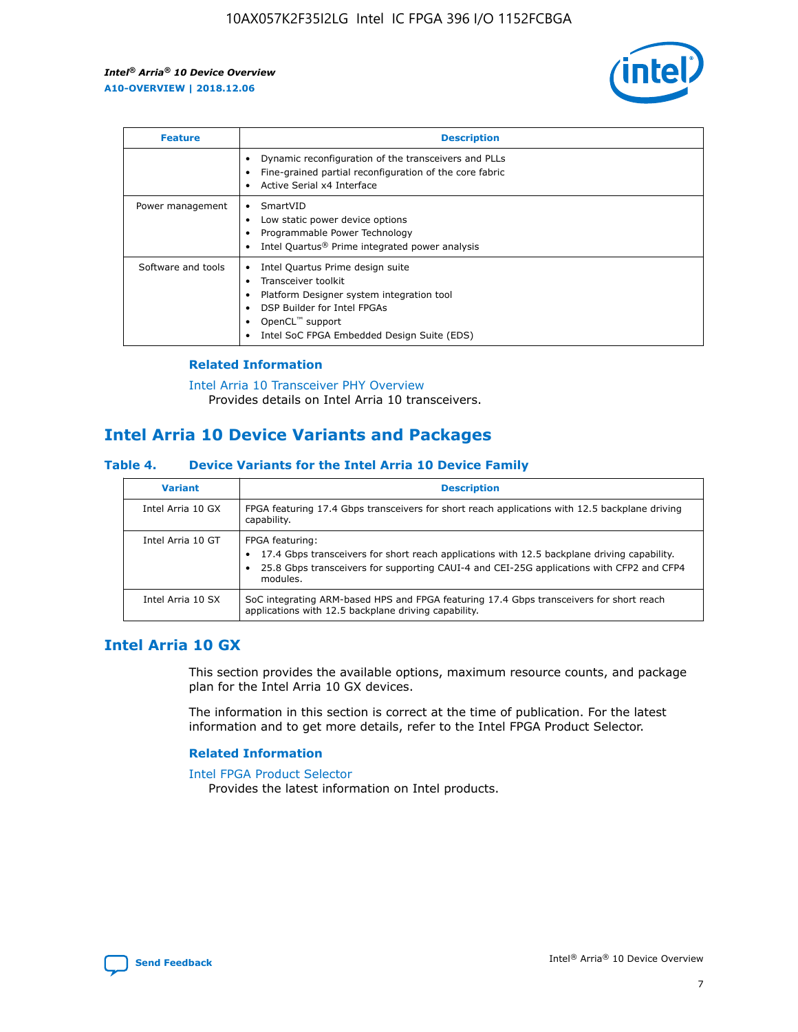| Feature | Description |
| --- | --- |
| | • Dynamic reconfiguration of the transceivers and PLLs<br>• Fine-grained partial reconfiguration of the core fabric<br>• Active Serial x4 Interface |
| Power management | • SmartVID<br>• Low static power device options<br>• Programmable Power Technology<br>• Intel Quartus® Prime integrated power analysis |
| Software and tools | • Intel Quartus Prime design suite<br>• Transceiver toolkit<br>• Platform Designer system integration tool<br>• DSP Builder for Intel FPGAs<br>• OpenCL™ support<br>• Intel SoC FPGA Embedded Design Suite (EDS) |

### Related Information

Intel Arria 10 Transceiver PHY Overview
Provides details on Intel Arria 10 transceivers.

## Intel Arria 10 Device Variants and Packages

#### Table 4. Device Variants for the Intel Arria 10 Device Family

| Variant | Description |
| --- | --- |
| Intel Arria 10 GX | FPGA featuring 17.4 Gbps transceivers for short reach applications with 12.5 backplane driving capability. |
| Intel Arria 10 GT | FPGA featuring:<br>• 17.4 Gbps transceivers for short reach applications with 12.5 backplane driving capability.<br>• 25.8 Gbps transceivers for supporting CAUI-4 and CEI-25G applications with CFP2 and CFP4 modules. |
| Intel Arria 10 SX | SoC integrating ARM-based HPS and FPGA featuring 17.4 Gbps transceivers for short reach applications with 12.5 backplane driving capability. |

## Intel Arria 10 GX

This section provides the available options, maximum resource counts, and package plan for the Intel Arria 10 GX devices.

The information in this section is correct at the time of publication. For the latest information and to get more details, refer to the Intel FPGA Product Selector.

### Related Information

Intel FPGA Product Selector
Provides the latest information on Intel products.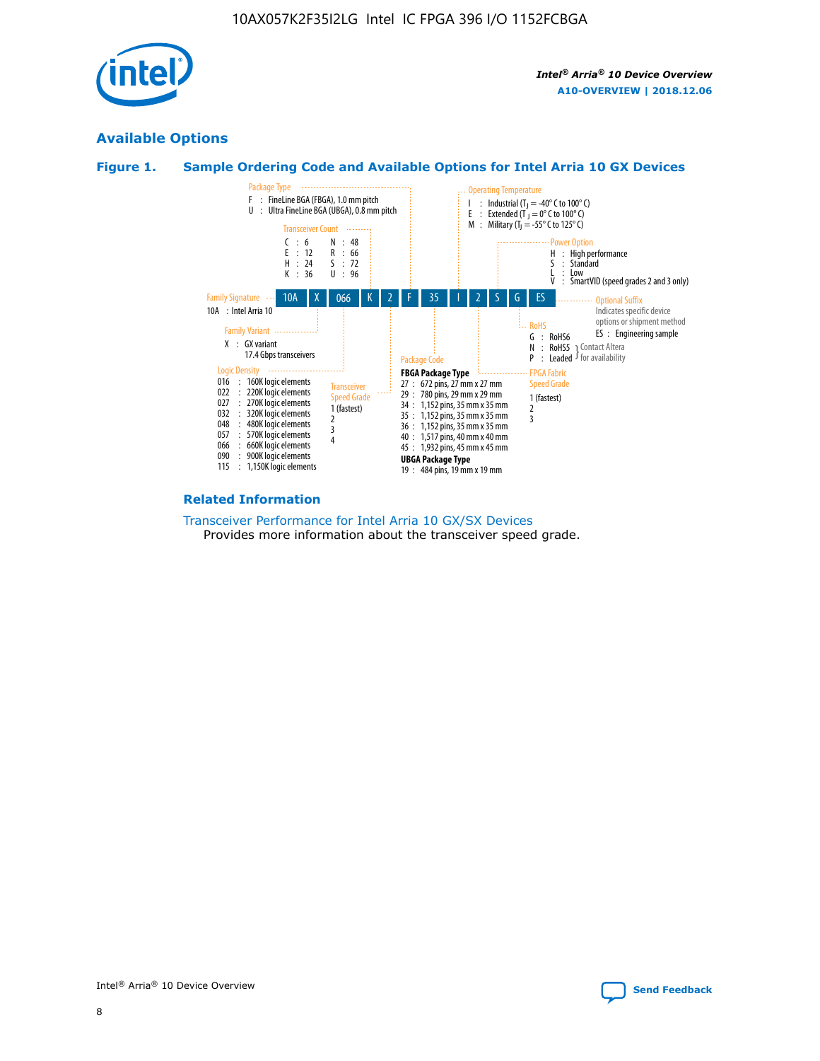## Available Options

### Figure 1. Sample Ordering Code and Available Options for Intel Arria 10 GX Devices

**Sample ordering code:** 10A X 066 K 2 F 35 I 2 S G ES

**Family Signature**
- 10A : Intel Arria 10

**Family Variant**
- X : GX variant 17.4 Gbps transceivers

**Logic Density**
- 016 : 160K logic elements
- 022 : 220K logic elements
- 027 : 270K logic elements
- 032 : 320K logic elements
- 048 : 480K logic elements
- 057 : 570K logic elements
- 066 : 660K logic elements
- 090 : 900K logic elements
- 115 : 1,150K logic elements

**Transceiver Count**
- C : 6
- E : 12
- H : 24
- K : 36
- N : 48
- R : 66
- S : 72
- U : 96

**Transceiver Speed Grade**
- 1 (fastest)
- 2
- 3
- 4

**Package Type**
- F : FineLine BGA (FBGA), 1.0 mm pitch
- U : Ultra FineLine BGA (UBGA), 0.8 mm pitch

**Package Code**

**FBGA Package Type**
- 27 : 672 pins, 27 mm x 27 mm
- 29 : 780 pins, 29 mm x 29 mm
- 34 : 1,152 pins, 35 mm x 35 mm
- 35 : 1,152 pins, 35 mm x 35 mm
- 36 : 1,152 pins, 35 mm x 35 mm
- 40 : 1,517 pins, 40 mm x 40 mm
- 45 : 1,932 pins, 45 mm x 45 mm

**UBGA Package Type**
- 19 : 484 pins, 19 mm x 19 mm

**Operating Temperature**
- I : Industrial ($T_J$ = -40° C to 100° C)
- E : Extended ($T_J$ = 0° C to 100° C)
- M : Military ($T_J$ = -55° C to 125° C)

**FPGA Fabric Speed Grade**
- 1 (fastest)
- 2
- 3

**Power Option**
- H : High performance
- S : Standard
- L : Low
- V : SmartVID (speed grades 2 and 3 only)

**RoHS**
- G : RoHS6
- N : RoHS5 (Contact Altera for availability)
- P : Leaded (Contact Altera for availability)

**Optional Suffix**

Indicates specific device options or shipment method
- ES : Engineering sample

### Related Information

Transceiver Performance for Intel Arria 10 GX/SX Devices
Provides more information about the transceiver speed grade.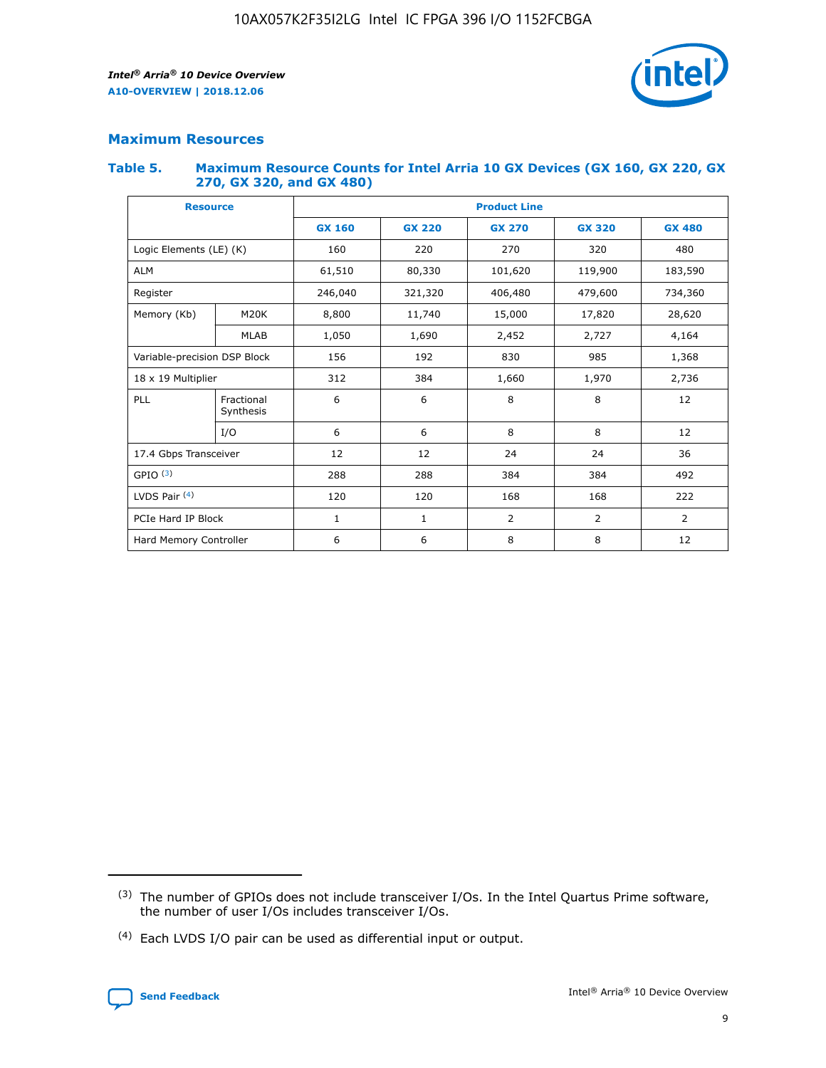## Maximum Resources

### Table 5. Maximum Resource Counts for Intel Arria 10 GX Devices (GX 160, GX 220, GX 270, GX 320, and GX 480)

| Resource | | Product Line | | | | |
|---|---|---|---|---|---|---|
| | | GX 160 | GX 220 | GX 270 | GX 320 | GX 480 |
| Logic Elements (LE) (K) | | 160 | 220 | 270 | 320 | 480 |
| ALM | | 61,510 | 80,330 | 101,620 | 119,900 | 183,590 |
| Register | | 246,040 | 321,320 | 406,480 | 479,600 | 734,360 |
| Memory (Kb) | M20K | 8,800 | 11,740 | 15,000 | 17,820 | 28,620 |
| | MLAB | 1,050 | 1,690 | 2,452 | 2,727 | 4,164 |
| Variable-precision DSP Block | | 156 | 192 | 830 | 985 | 1,368 |
| 18 x 19 Multiplier | | 312 | 384 | 1,660 | 1,970 | 2,736 |
| PLL | Fractional Synthesis | 6 | 6 | 8 | 8 | 12 |
| | I/O | 6 | 6 | 8 | 8 | 12 |
| 17.4 Gbps Transceiver | | 12 | 12 | 24 | 24 | 36 |
| GPIO [(3)] | | 288 | 288 | 384 | 384 | 492 |
| LVDS Pair [(4)] | | 120 | 120 | 168 | 168 | 222 |
| PCIe Hard IP Block | | 1 | 1 | 2 | 2 | 2 |
| Hard Memory Controller | | 6 | 6 | 8 | 8 | 12 |

(3) The number of GPIOs does not include transceiver I/Os. In the Intel Quartus Prime software, the number of user I/Os includes transceiver I/Os.

(4) Each LVDS I/O pair can be used as differential input or output.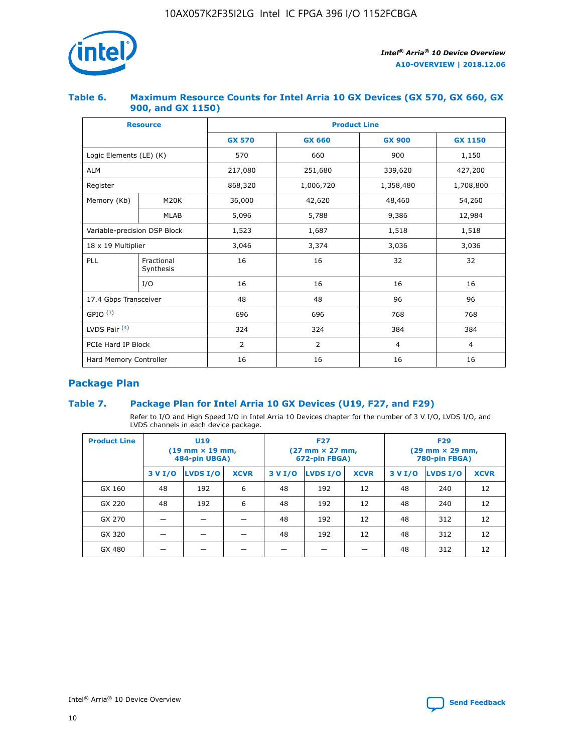## Table 6. Maximum Resource Counts for Intel Arria 10 GX Devices (GX 570, GX 660, GX 900, and GX 1150)

| Resource | | Product Line | | | |
|---|---|---|---|---|---|
| | | GX 570 | GX 660 | GX 900 | GX 1150 |
| Logic Elements (LE) (K) | | 570 | 660 | 900 | 1,150 |
| ALM | | 217,080 | 251,680 | 339,620 | 427,200 |
| Register | | 868,320 | 1,006,720 | 1,358,480 | 1,708,800 |
| Memory (Kb) | M20K | 36,000 | 42,620 | 48,460 | 54,260 |
| | MLAB | 5,096 | 5,788 | 9,386 | 12,984 |
| Variable-precision DSP Block | | 1,523 | 1,687 | 1,518 | 1,518 |
| 18 x 19 Multiplier | | 3,046 | 3,374 | 3,036 | 3,036 |
| PLL | Fractional Synthesis | 16 | 16 | 32 | 32 |
| | I/O | 16 | 16 | 16 | 16 |
| 17.4 Gbps Transceiver | | 48 | 48 | 96 | 96 |
| GPIO [(3)] | | 696 | 696 | 768 | 768 |
| LVDS Pair [(4)] | | 324 | 324 | 384 | 384 |
| PCIe Hard IP Block | | 2 | 2 | 4 | 4 |
| Hard Memory Controller | | 16 | 16 | 16 | 16 |

## Package Plan

## Table 7. Package Plan for Intel Arria 10 GX Devices (U19, F27, and F29)

Refer to I/O and High Speed I/O in Intel Arria 10 Devices chapter for the number of 3 V I/O, LVDS I/O, and LVDS channels in each device package.

| Product Line | U19 (19 mm × 19 mm, 484-pin UBGA) | | | F27 (27 mm × 27 mm, 672-pin FBGA) | | | F29 (29 mm × 29 mm, 780-pin FBGA) | | |
|---|---|---|---|---|---|---|---|---|---|
| | 3 V I/O | LVDS I/O | XCVR | 3 V I/O | LVDS I/O | XCVR | 3 V I/O | LVDS I/O | XCVR |
| GX 160 | 48 | 192 | 6 | 48 | 192 | 12 | 48 | 240 | 12 |
| GX 220 | 48 | 192 | 6 | 48 | 192 | 12 | 48 | 240 | 12 |
| GX 270 | — | — | — | 48 | 192 | 12 | 48 | 312 | 12 |
| GX 320 | — | — | — | 48 | 192 | 12 | 48 | 312 | 12 |
| GX 480 | — | — | — | — | — | — | 48 | 312 | 12 |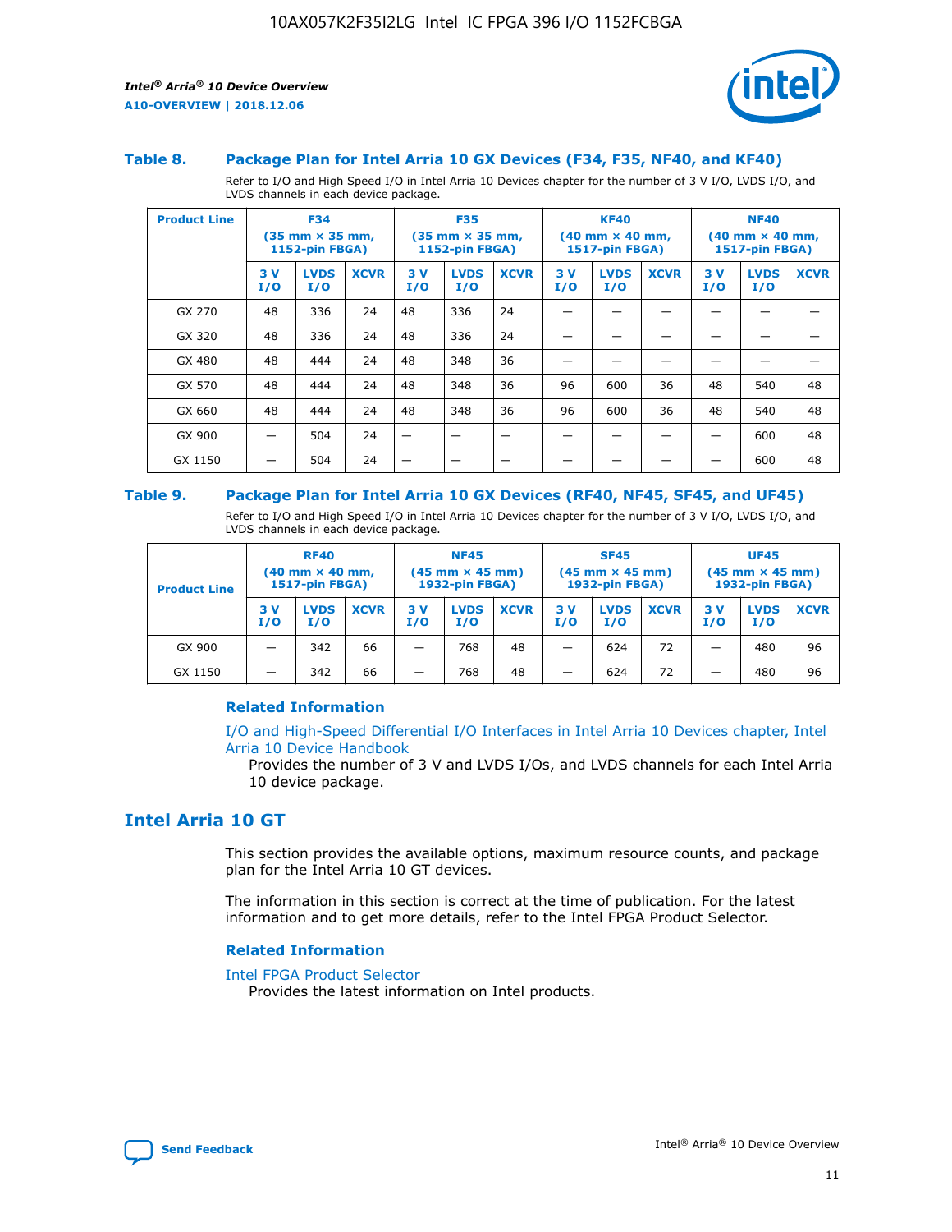### Table 8. Package Plan for Intel Arria 10 GX Devices (F34, F35, NF40, and KF40)

Refer to I/O and High Speed I/O in Intel Arria 10 Devices chapter for the number of 3 V I/O, LVDS I/O, and LVDS channels in each device package.

| Product Line | F34 (35 mm × 35 mm, 1152-pin FBGA) | | | F35 (35 mm × 35 mm, 1152-pin FBGA) | | | KF40 (40 mm × 40 mm, 1517-pin FBGA) | | | NF40 (40 mm × 40 mm, 1517-pin FBGA) | | |
|---|---|---|---|---|---|---|---|---|---|---|---|---|
| | 3 V I/O | LVDS I/O | XCVR | 3 V I/O | LVDS I/O | XCVR | 3 V I/O | LVDS I/O | XCVR | 3 V I/O | LVDS I/O | XCVR |
| GX 270 | 48 | 336 | 24 | 48 | 336 | 24 | — | — | — | — | — | — |
| GX 320 | 48 | 336 | 24 | 48 | 336 | 24 | — | — | — | — | — | — |
| GX 480 | 48 | 444 | 24 | 48 | 348 | 36 | — | — | — | — | — | — |
| GX 570 | 48 | 444 | 24 | 48 | 348 | 36 | 96 | 600 | 36 | 48 | 540 | 48 |
| GX 660 | 48 | 444 | 24 | 48 | 348 | 36 | 96 | 600 | 36 | 48 | 540 | 48 |
| GX 900 | — | 504 | 24 | — | — | — | — | — | — | — | 600 | 48 |
| GX 1150 | — | 504 | 24 | — | — | — | — | — | — | — | 600 | 48 |

### Table 9. Package Plan for Intel Arria 10 GX Devices (RF40, NF45, SF45, and UF45)

Refer to I/O and High Speed I/O in Intel Arria 10 Devices chapter for the number of 3 V I/O, LVDS I/O, and LVDS channels in each device package.

| Product Line | RF40 (40 mm × 40 mm, 1517-pin FBGA) | | | NF45 (45 mm × 45 mm) 1932-pin FBGA) | | | SF45 (45 mm × 45 mm) 1932-pin FBGA) | | | UF45 (45 mm × 45 mm) 1932-pin FBGA) | | |
|---|---|---|---|---|---|---|---|---|---|---|---|---|
| | 3 V I/O | LVDS I/O | XCVR | 3 V I/O | LVDS I/O | XCVR | 3 V I/O | LVDS I/O | XCVR | 3 V I/O | LVDS I/O | XCVR |
| GX 900 | — | 342 | 66 | — | 768 | 48 | — | 624 | 72 | — | 480 | 96 |
| GX 1150 | — | 342 | 66 | — | 768 | 48 | — | 624 | 72 | — | 480 | 96 |

#### Related Information

I/O and High-Speed Differential I/O Interfaces in Intel Arria 10 Devices chapter, Intel Arria 10 Device Handbook

Provides the number of 3 V and LVDS I/Os, and LVDS channels for each Intel Arria 10 device package.

## Intel Arria 10 GT

This section provides the available options, maximum resource counts, and package plan for the Intel Arria 10 GT devices.

The information in this section is correct at the time of publication. For the latest information and to get more details, refer to the Intel FPGA Product Selector.

#### Related Information

Intel FPGA Product Selector

Provides the latest information on Intel products.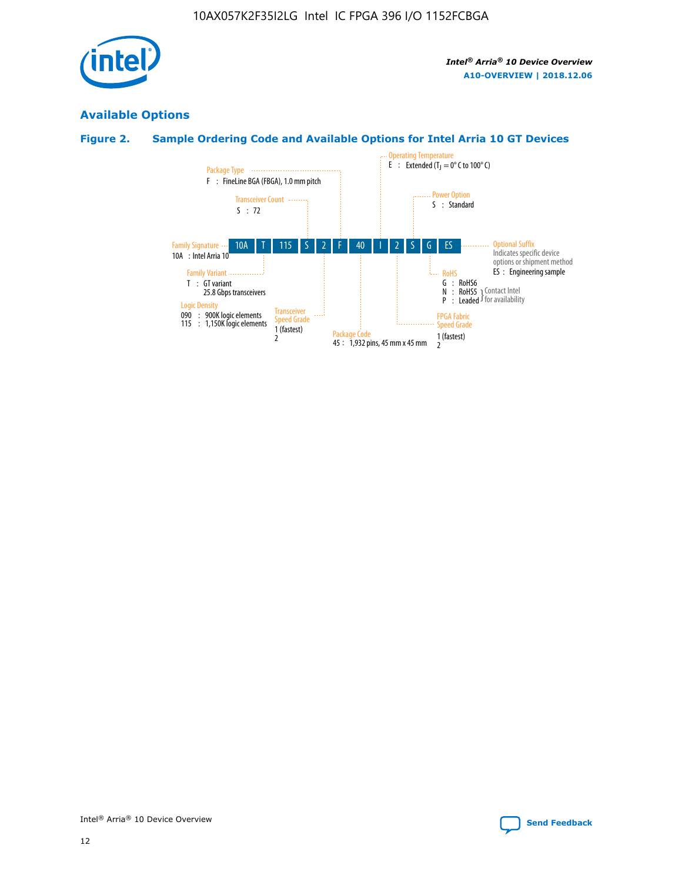## Available Options

### Figure 2. Sample Ordering Code and Available Options for Intel Arria 10 GT Devices

| 10A | T | 115 | S | 2 | F | 40 | I | 2 | S | G | ES |
|---|---|---|---|---|---|---|---|---|---|---|---|

**Family Signature**
10A : Intel Arria 10

**Family Variant**
T : GT variant
25.8 Gbps transceivers

**Logic Density**
090 : 900K logic elements
115 : 1,150K logic elements

**Transceiver Count**
S : 72

**Transceiver Speed Grade**
1 (fastest)
2

**Package Type**
F : FineLine BGA (FBGA), 1.0 mm pitch

**Package Code**
45 : 1,932 pins, 45 mm x 45 mm

**Operating Temperature**
E : Extended ($T_J$ = 0° C to 100° C)

**FPGA Fabric Speed Grade**
1 (fastest)
2

**Power Option**
S : Standard

**RoHS**
G : RoHS6
N : RoHS5 (Contact Intel for availability)
P : Leaded (Contact Intel for availability)

**Optional Suffix**
Indicates specific device options or shipment method
ES : Engineering sample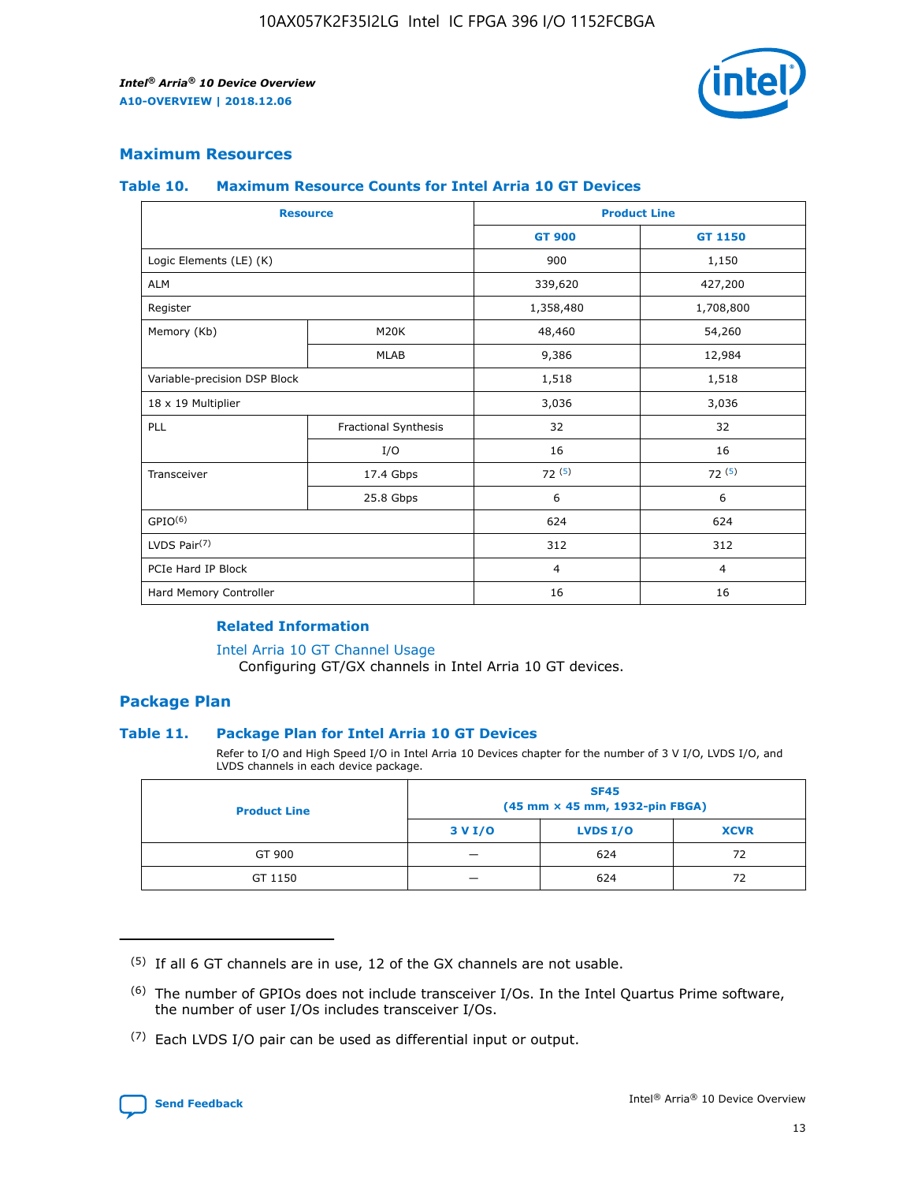## Maximum Resources

### Table 10. Maximum Resource Counts for Intel Arria 10 GT Devices

| Resource | | Product Line | |
|---|---|---|---|
| | | GT 900 | GT 1150 |
| Logic Elements (LE) (K) | | 900 | 1,150 |
| ALM | | 339,620 | 427,200 |
| Register | | 1,358,480 | 1,708,800 |
| Memory (Kb) | M20K | 48,460 | 54,260 |
| | MLAB | 9,386 | 12,984 |
| Variable-precision DSP Block | | 1,518 | 1,518 |
| 18 x 19 Multiplier | | 3,036 | 3,036 |
| PLL | Fractional Synthesis | 32 | 32 |
| | I/O | 16 | 16 |
| Transceiver | 17.4 Gbps | 72 (5) | 72 (5) |
| | 25.8 Gbps | 6 | 6 |
| GPIO(6) | | 624 | 624 |
| LVDS Pair(7) | | 312 | 312 |
| PCIe Hard IP Block | | 4 | 4 |
| Hard Memory Controller | | 16 | 16 |

**Related Information**

Intel Arria 10 GT Channel Usage
Configuring GT/GX channels in Intel Arria 10 GT devices.

## Package Plan

### Table 11. Package Plan for Intel Arria 10 GT Devices

Refer to I/O and High Speed I/O in Intel Arria 10 Devices chapter for the number of 3 V I/O, LVDS I/O, and LVDS channels in each device package.

| Product Line | SF45 (45 mm × 45 mm, 1932-pin FBGA) | | |
|---|---|---|---|
| | 3 V I/O | LVDS I/O | XCVR |
| GT 900 | — | 624 | 72 |
| GT 1150 | — | 624 | 72 |

(5) If all 6 GT channels are in use, 12 of the GX channels are not usable.

(6) The number of GPIOs does not include transceiver I/Os. In the Intel Quartus Prime software, the number of user I/Os includes transceiver I/Os.

(7) Each LVDS I/O pair can be used as differential input or output.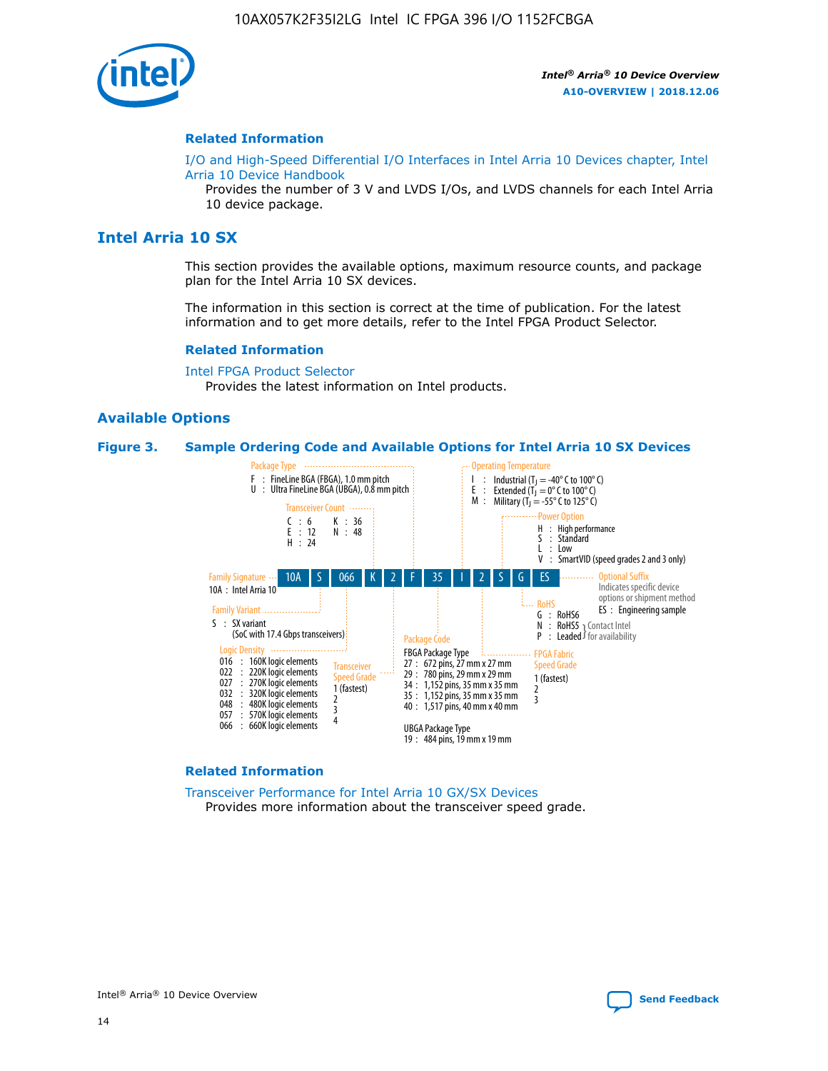#### Related Information

I/O and High-Speed Differential I/O Interfaces in Intel Arria 10 Devices chapter, Intel Arria 10 Device Handbook

Provides the number of 3 V and LVDS I/Os, and LVDS channels for each Intel Arria 10 device package.

## Intel Arria 10 SX

This section provides the available options, maximum resource counts, and package plan for the Intel Arria 10 SX devices.

The information in this section is correct at the time of publication. For the latest information and to get more details, refer to the Intel FPGA Product Selector.

#### Related Information

Intel FPGA Product Selector

Provides the latest information on Intel products.

### Available Options

**Figure 3. Sample Ordering Code and Available Options for Intel Arria 10 SX Devices**

Sample ordering code: 10A S 066 K 2 F 35 I 2 S G ES

- **Family Signature**
  - 10A : Intel Arria 10
- **Family Variant**
  - S : SX variant (SoC with 17.4 Gbps transceivers)
- **Logic Density**
  - 016 : 160K logic elements
  - 022 : 220K logic elements
  - 027 : 270K logic elements
  - 032 : 320K logic elements
  - 048 : 480K logic elements
  - 057 : 570K logic elements
  - 066 : 660K logic elements
- **Transceiver Count**
  - C : 6
  - E : 12
  - H : 24
  - K : 36
  - N : 48
- **Transceiver Speed Grade**
  - 1 (fastest)
  - 2
  - 3
  - 4
- **Package Type**
  - F : FineLine BGA (FBGA), 1.0 mm pitch
  - U : Ultra FineLine BGA (UBGA), 0.8 mm pitch
- **Package Code**
  - FBGA Package Type
    - 27 : 672 pins, 27 mm x 27 mm
    - 29 : 780 pins, 29 mm x 29 mm
    - 34 : 1,152 pins, 35 mm x 35 mm
    - 35 : 1,152 pins, 35 mm x 35 mm
    - 40 : 1,517 pins, 40 mm x 40 mm
  - UBGA Package Type
    - 19 : 484 pins, 19 mm x 19 mm
- **Operating Temperature**
  - I : Industrial ($T_J$ = -40° C to 100° C)
  - E : Extended ($T_J$ = 0° C to 100° C)
  - M : Military ($T_J$ = -55° C to 125° C)
- **FPGA Fabric Speed Grade**
  - 1 (fastest)
  - 2
  - 3
- **Power Option**
  - H : High performance
  - S : Standard
  - L : Low
  - V : SmartVID (speed grades 2 and 3 only)
- **RoHS**
  - G : RoHS6
  - N : RoHS5 (Contact Intel for availability)
  - P : Leaded (Contact Intel for availability)
- **Optional Suffix** — Indicates specific device options or shipment method
  - ES : Engineering sample

#### Related Information

Transceiver Performance for Intel Arria 10 GX/SX Devices

Provides more information about the transceiver speed grade.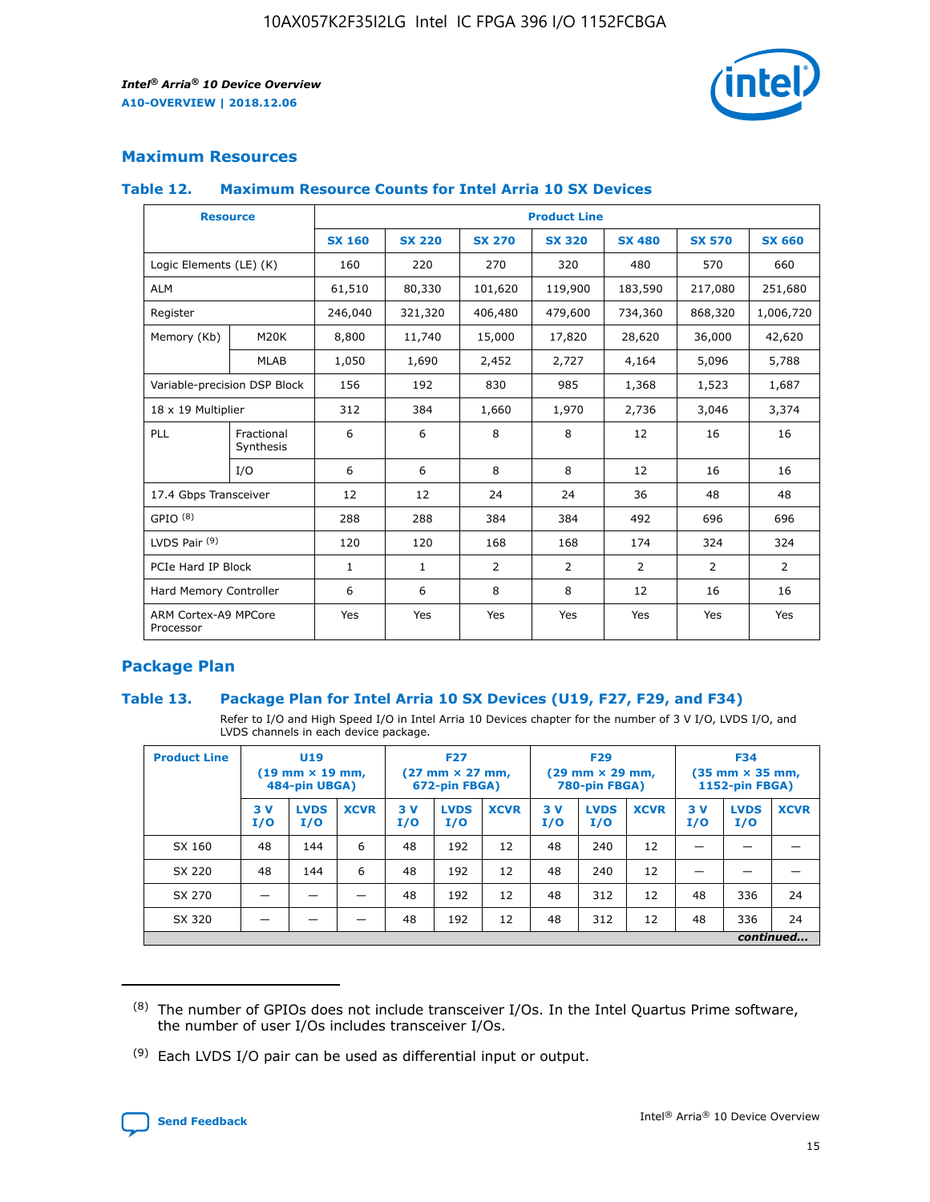## Maximum Resources

### Table 12. Maximum Resource Counts for Intel Arria 10 SX Devices

| Resource | | Product Line | | | | | | |
|---|---|---|---|---|---|---|---|---|
| | | SX 160 | SX 220 | SX 270 | SX 320 | SX 480 | SX 570 | SX 660 |
| Logic Elements (LE) (K) | | 160 | 220 | 270 | 320 | 480 | 570 | 660 |
| ALM | | 61,510 | 80,330 | 101,620 | 119,900 | 183,590 | 217,080 | 251,680 |
| Register | | 246,040 | 321,320 | 406,480 | 479,600 | 734,360 | 868,320 | 1,006,720 |
| Memory (Kb) | M20K | 8,800 | 11,740 | 15,000 | 17,820 | 28,620 | 36,000 | 42,620 |
| | MLAB | 1,050 | 1,690 | 2,452 | 2,727 | 4,164 | 5,096 | 5,788 |
| Variable-precision DSP Block | | 156 | 192 | 830 | 985 | 1,368 | 1,523 | 1,687 |
| 18 x 19 Multiplier | | 312 | 384 | 1,660 | 1,970 | 2,736 | 3,046 | 3,374 |
| PLL | Fractional Synthesis | 6 | 6 | 8 | 8 | 12 | 16 | 16 |
| | I/O | 6 | 6 | 8 | 8 | 12 | 16 | 16 |
| 17.4 Gbps Transceiver | | 12 | 12 | 24 | 24 | 36 | 48 | 48 |
| GPIO [8] | | 288 | 288 | 384 | 384 | 492 | 696 | 696 |
| LVDS Pair [9] | | 120 | 120 | 168 | 168 | 174 | 324 | 324 |
| PCIe Hard IP Block | | 1 | 1 | 2 | 2 | 2 | 2 | 2 |
| Hard Memory Controller | | 6 | 6 | 8 | 8 | 12 | 16 | 16 |
| ARM Cortex-A9 MPCore Processor | | Yes | Yes | Yes | Yes | Yes | Yes | Yes |

## Package Plan

### Table 13. Package Plan for Intel Arria 10 SX Devices (U19, F27, F29, and F34)

Refer to I/O and High Speed I/O in Intel Arria 10 Devices chapter for the number of 3 V I/O, LVDS I/O, and LVDS channels in each device package.

| Product Line | U19 (19 mm × 19 mm, 484-pin UBGA) | | | F27 (27 mm × 27 mm, 672-pin FBGA) | | | F29 (29 mm × 29 mm, 780-pin FBGA) | | | F34 (35 mm × 35 mm, 1152-pin FBGA) | | |
|---|---|---|---|---|---|---|---|---|---|---|---|---|
| | 3 V I/O | LVDS I/O | XCVR | 3 V I/O | LVDS I/O | XCVR | 3 V I/O | LVDS I/O | XCVR | 3 V I/O | LVDS I/O | XCVR |
| SX 160 | 48 | 144 | 6 | 48 | 192 | 12 | 48 | 240 | 12 | — | — | — |
| SX 220 | 48 | 144 | 6 | 48 | 192 | 12 | 48 | 240 | 12 | — | — | — |
| SX 270 | — | — | — | 48 | 192 | 12 | 48 | 312 | 12 | 48 | 336 | 24 |
| SX 320 | — | — | — | 48 | 192 | 12 | 48 | 312 | 12 | 48 | 336 | 24 |

*continued...*

(8) The number of GPIOs does not include transceiver I/Os. In the Intel Quartus Prime software, the number of user I/Os includes transceiver I/Os.

(9) Each LVDS I/O pair can be used as differential input or output.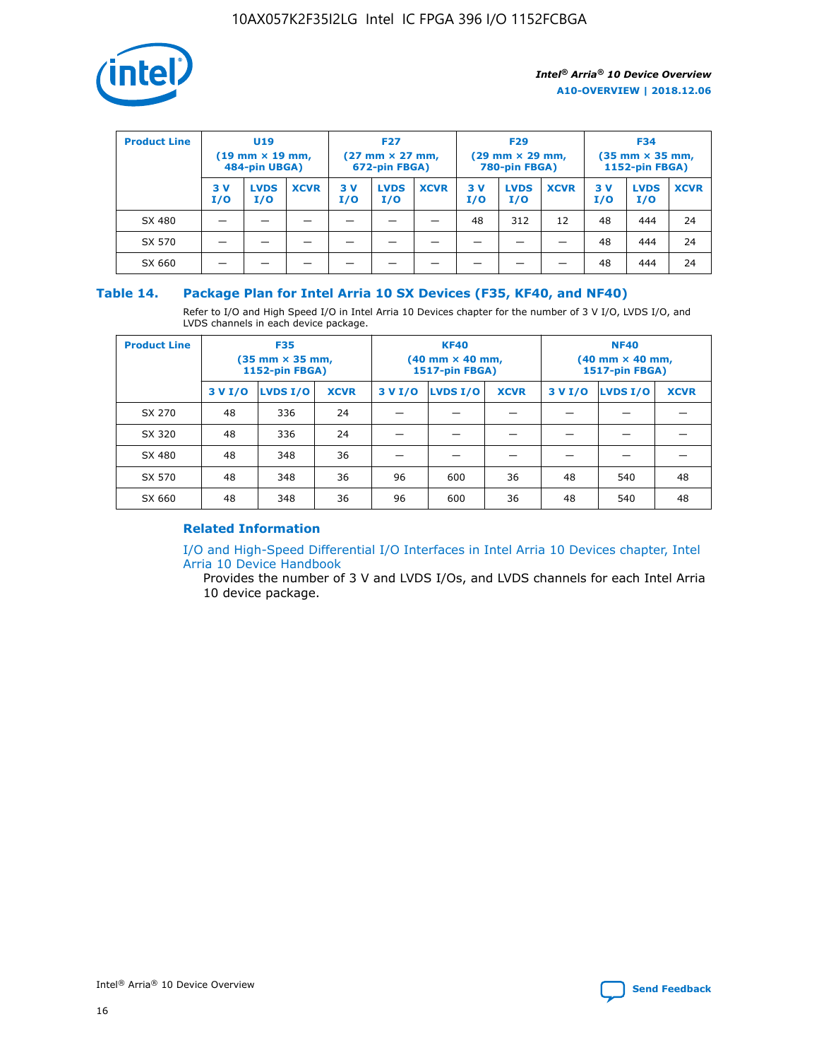| Product Line | U19 (19 mm × 19 mm, 484-pin UBGA) | | | F27 (27 mm × 27 mm, 672-pin FBGA) | | | F29 (29 mm × 29 mm, 780-pin FBGA) | | | F34 (35 mm × 35 mm, 1152-pin FBGA) | | |
|---|---|---|---|---|---|---|---|---|---|---|---|---|
| | 3 V I/O | LVDS I/O | XCVR | 3 V I/O | LVDS I/O | XCVR | 3 V I/O | LVDS I/O | XCVR | 3 V I/O | LVDS I/O | XCVR |
| SX 480 | — | — | — | — | — | — | 48 | 312 | 12 | 48 | 444 | 24 |
| SX 570 | — | — | — | — | — | — | — | — | — | 48 | 444 | 24 |
| SX 660 | — | — | — | — | — | — | — | — | — | 48 | 444 | 24 |

## Table 14. Package Plan for Intel Arria 10 SX Devices (F35, KF40, and NF40)

Refer to I/O and High Speed I/O in Intel Arria 10 Devices chapter for the number of 3 V I/O, LVDS I/O, and LVDS channels in each device package.

| Product Line | F35 (35 mm × 35 mm, 1152-pin FBGA) | | | KF40 (40 mm × 40 mm, 1517-pin FBGA) | | | NF40 (40 mm × 40 mm, 1517-pin FBGA) | | |
|---|---|---|---|---|---|---|---|---|---|
| | 3 V I/O | LVDS I/O | XCVR | 3 V I/O | LVDS I/O | XCVR | 3 V I/O | LVDS I/O | XCVR |
| SX 270 | 48 | 336 | 24 | — | — | — | — | — | — |
| SX 320 | 48 | 336 | 24 | — | — | — | — | — | — |
| SX 480 | 48 | 348 | 36 | — | — | — | — | — | — |
| SX 570 | 48 | 348 | 36 | 96 | 600 | 36 | 48 | 540 | 48 |
| SX 660 | 48 | 348 | 36 | 96 | 600 | 36 | 48 | 540 | 48 |

### Related Information

I/O and High-Speed Differential I/O Interfaces in Intel Arria 10 Devices chapter, Intel Arria 10 Device Handbook

Provides the number of 3 V and LVDS I/Os, and LVDS channels for each Intel Arria 10 device package.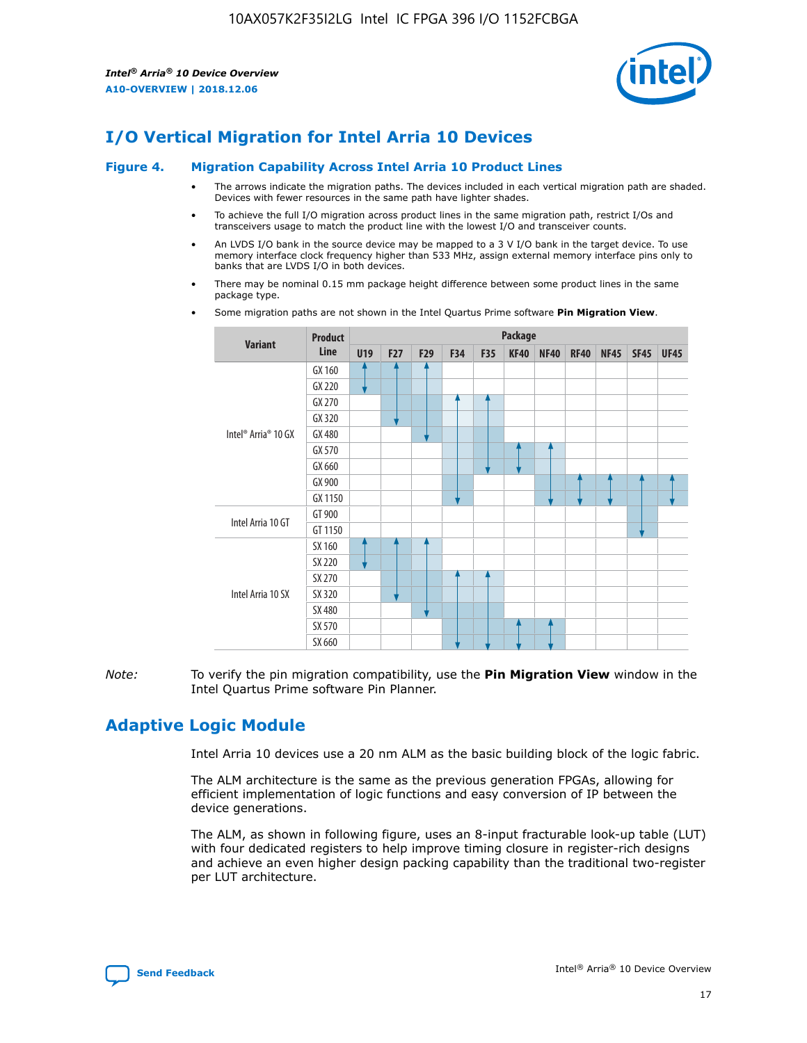# I/O Vertical Migration for Intel Arria 10 Devices

**Figure 4. Migration Capability Across Intel Arria 10 Product Lines**

- The arrows indicate the migration paths. The devices included in each vertical migration path are shaded. Devices with fewer resources in the same path have lighter shades.
- To achieve the full I/O migration across product lines in the same migration path, restrict I/Os and transceivers usage to match the product line with the lowest I/O and transceiver counts.
- An LVDS I/O bank in the source device may be mapped to a 3 V I/O bank in the target device. To use memory interface clock frequency higher than 533 MHz, assign external memory interface pins only to banks that are LVDS I/O in both devices.
- There may be nominal 0.15 mm package height difference between some product lines in the same package type.
- Some migration paths are not shown in the Intel Quartus Prime software **Pin Migration View**.

| Variant | Product Line | Package | | | | | | | | | | |
|---|---|---|---|---|---|---|---|---|---|---|---|---|
| | | U19 | F27 | F29 | F34 | F35 | KF40 | NF40 | RF40 | NF45 | SF45 | UF45 |
| Intel® Arria® 10 GX | GX 160 | | | | | | | | | | | |
| | GX 220 | | | | | | | | | | | |
| | GX 270 | | | | | | | | | | | |
| | GX 320 | | | | | | | | | | | |
| | GX 480 | | | | | | | | | | | |
| | GX 570 | | | | | | | | | | | |
| | GX 660 | | | | | | | | | | | |
| | GX 900 | | | | | | | | | | | |
| | GX 1150 | | | | | | | | | | | |
| Intel Arria 10 GT | GT 900 | | | | | | | | | | | |
| | GT 1150 | | | | | | | | | | | |
| Intel Arria 10 SX | SX 160 | | | | | | | | | | | |
| | SX 220 | | | | | | | | | | | |
| | SX 270 | | | | | | | | | | | |
| | SX 320 | | | | | | | | | | | |
| | SX 480 | | | | | | | | | | | |
| | SX 570 | | | | | | | | | | | |
| | SX 660 | | | | | | | | | | | |

*Note:* To verify the pin migration compatibility, use the **Pin Migration View** window in the Intel Quartus Prime software Pin Planner.

# Adaptive Logic Module

Intel Arria 10 devices use a 20 nm ALM as the basic building block of the logic fabric.

The ALM architecture is the same as the previous generation FPGAs, allowing for efficient implementation of logic functions and easy conversion of IP between the device generations.

The ALM, as shown in following figure, uses an 8-input fracturable look-up table (LUT) with four dedicated registers to help improve timing closure in register-rich designs and achieve an even higher design packing capability than the traditional two-register per LUT architecture.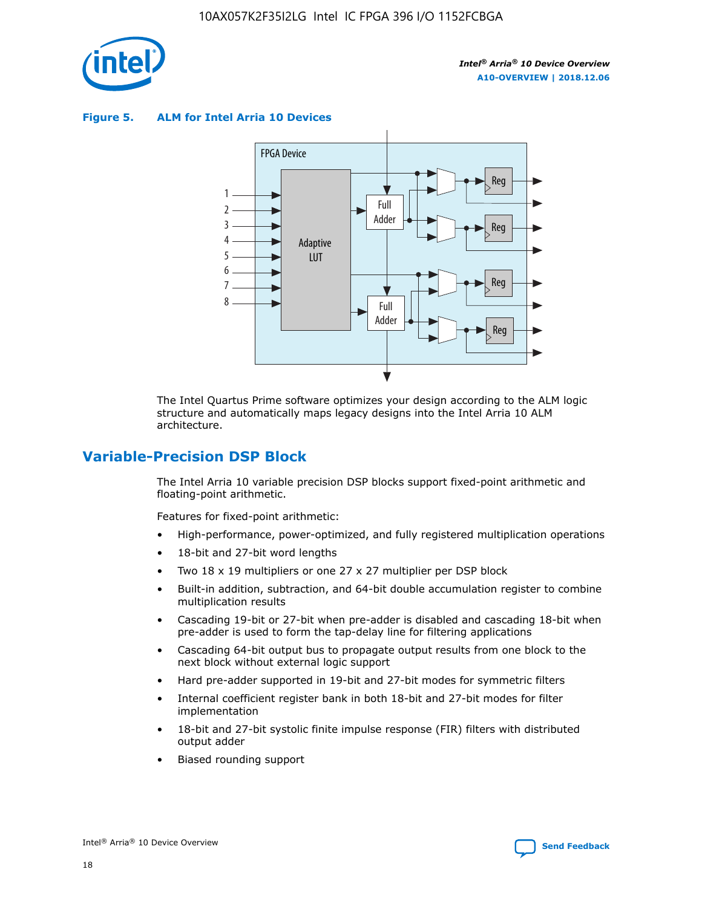**Figure 5. ALM for Intel Arria 10 Devices**

The Intel Quartus Prime software optimizes your design according to the ALM logic structure and automatically maps legacy designs into the Intel Arria 10 ALM architecture.

## Variable-Precision DSP Block

The Intel Arria 10 variable precision DSP blocks support fixed-point arithmetic and floating-point arithmetic.

Features for fixed-point arithmetic:

- High-performance, power-optimized, and fully registered multiplication operations
- 18-bit and 27-bit word lengths
- Two 18 x 19 multipliers or one 27 x 27 multiplier per DSP block
- Built-in addition, subtraction, and 64-bit double accumulation register to combine multiplication results
- Cascading 19-bit or 27-bit when pre-adder is disabled and cascading 18-bit when pre-adder is used to form the tap-delay line for filtering applications
- Cascading 64-bit output bus to propagate output results from one block to the next block without external logic support
- Hard pre-adder supported in 19-bit and 27-bit modes for symmetric filters
- Internal coefficient register bank in both 18-bit and 27-bit modes for filter implementation
- 18-bit and 27-bit systolic finite impulse response (FIR) filters with distributed output adder
- Biased rounding support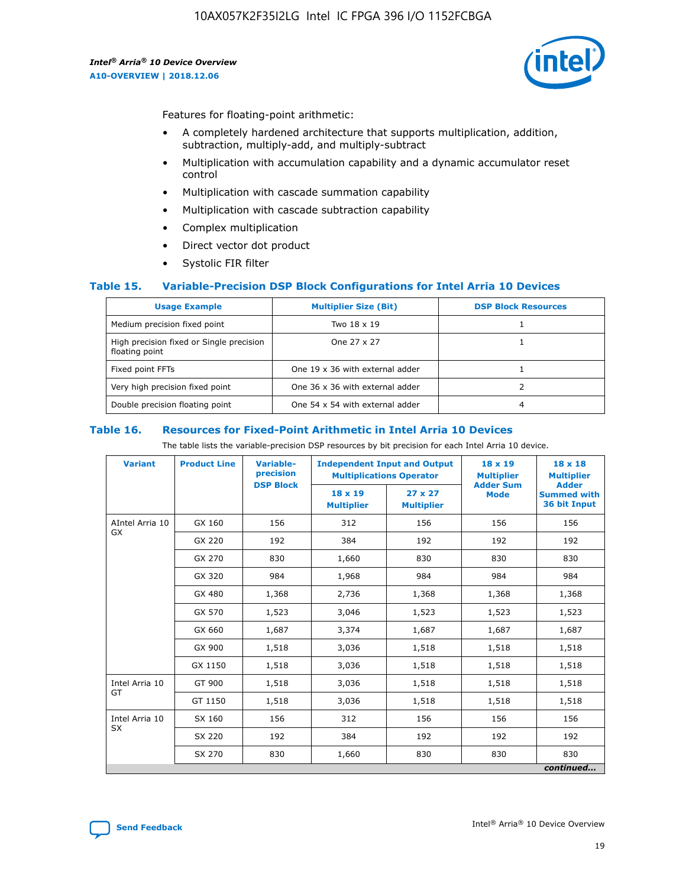Features for floating-point arithmetic:

- A completely hardened architecture that supports multiplication, addition, subtraction, multiply-add, and multiply-subtract
- Multiplication with accumulation capability and a dynamic accumulator reset control
- Multiplication with cascade summation capability
- Multiplication with cascade subtraction capability
- Complex multiplication
- Direct vector dot product
- Systolic FIR filter

### Table 15. Variable-Precision DSP Block Configurations for Intel Arria 10 Devices

| Usage Example | Multiplier Size (Bit) | DSP Block Resources |
|---|---|---|
| Medium precision fixed point | Two 18 x 19 | 1 |
| High precision fixed or Single precision floating point | One 27 x 27 | 1 |
| Fixed point FFTs | One 19 x 36 with external adder | 1 |
| Very high precision fixed point | One 36 x 36 with external adder | 2 |
| Double precision floating point | One 54 x 54 with external adder | 4 |

### Table 16. Resources for Fixed-Point Arithmetic in Intel Arria 10 Devices

The table lists the variable-precision DSP resources by bit precision for each Intel Arria 10 device.

| Variant | Product Line | Variable-precision DSP Block | Independent Input and Output Multiplications Operator | | 18 x 19 Multiplier Adder Sum Mode | 18 x 18 Multiplier Adder Summed with 36 bit Input |
|---|---|---|---|---|---|---|
| | | | 18 x 19 Multiplier | 27 x 27 Multiplier | | |
| AIntel Arria 10 GX | GX 160 | 156 | 312 | 156 | 156 | 156 |
| | GX 220 | 192 | 384 | 192 | 192 | 192 |
| | GX 270 | 830 | 1,660 | 830 | 830 | 830 |
| | GX 320 | 984 | 1,968 | 984 | 984 | 984 |
| | GX 480 | 1,368 | 2,736 | 1,368 | 1,368 | 1,368 |
| | GX 570 | 1,523 | 3,046 | 1,523 | 1,523 | 1,523 |
| | GX 660 | 1,687 | 3,374 | 1,687 | 1,687 | 1,687 |
| | GX 900 | 1,518 | 3,036 | 1,518 | 1,518 | 1,518 |
| | GX 1150 | 1,518 | 3,036 | 1,518 | 1,518 | 1,518 |
| Intel Arria 10 GT | GT 900 | 1,518 | 3,036 | 1,518 | 1,518 | 1,518 |
| | GT 1150 | 1,518 | 3,036 | 1,518 | 1,518 | 1,518 |
| Intel Arria 10 SX | SX 160 | 156 | 312 | 156 | 156 | 156 |
| | SX 220 | 192 | 384 | 192 | 192 | 192 |
| | SX 270 | 830 | 1,660 | 830 | 830 | 830 |

*continued...*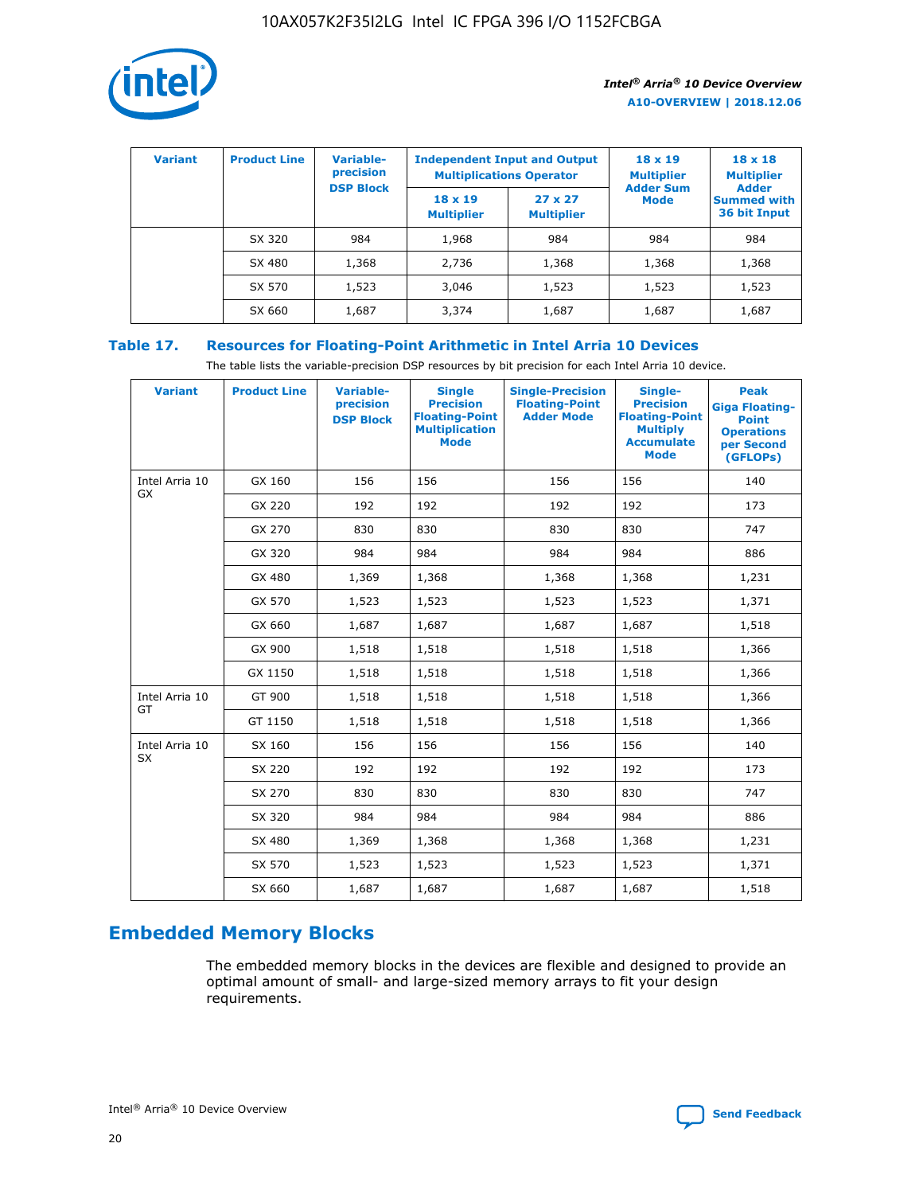| Variant | Product Line | Variable-precision DSP Block | Independent Input and Output Multiplications Operator | | 18 x 19 Multiplier Adder Sum Mode | 18 x 18 Multiplier Adder Summed with 36 bit Input |
|---|---|---|---|---|---|---|
| | | | 18 x 19 Multiplier | 27 x 27 Multiplier | | |
| | SX 320 | 984 | 1,968 | 984 | 984 | 984 |
| | SX 480 | 1,368 | 2,736 | 1,368 | 1,368 | 1,368 |
| | SX 570 | 1,523 | 3,046 | 1,523 | 1,523 | 1,523 |
| | SX 660 | 1,687 | 3,374 | 1,687 | 1,687 | 1,687 |

**Table 17. Resources for Floating-Point Arithmetic in Intel Arria 10 Devices**

The table lists the variable-precision DSP resources by bit precision for each Intel Arria 10 device.

| Variant | Product Line | Variable-precision DSP Block | Single Precision Floating-Point Multiplication Mode | Single-Precision Floating-Point Adder Mode | Single-Precision Floating-Point Multiply Accumulate Mode | Peak Giga Floating-Point Operations per Second (GFLOPs) |
|---|---|---|---|---|---|---|
| Intel Arria 10 GX | GX 160 | 156 | 156 | 156 | 156 | 140 |
| | GX 220 | 192 | 192 | 192 | 192 | 173 |
| | GX 270 | 830 | 830 | 830 | 830 | 747 |
| | GX 320 | 984 | 984 | 984 | 984 | 886 |
| | GX 480 | 1,369 | 1,368 | 1,368 | 1,368 | 1,231 |
| | GX 570 | 1,523 | 1,523 | 1,523 | 1,523 | 1,371 |
| | GX 660 | 1,687 | 1,687 | 1,687 | 1,687 | 1,518 |
| | GX 900 | 1,518 | 1,518 | 1,518 | 1,518 | 1,366 |
| | GX 1150 | 1,518 | 1,518 | 1,518 | 1,518 | 1,366 |
| Intel Arria 10 GT | GT 900 | 1,518 | 1,518 | 1,518 | 1,518 | 1,366 |
| | GT 1150 | 1,518 | 1,518 | 1,518 | 1,518 | 1,366 |
| Intel Arria 10 SX | SX 160 | 156 | 156 | 156 | 156 | 140 |
| | SX 220 | 192 | 192 | 192 | 192 | 173 |
| | SX 270 | 830 | 830 | 830 | 830 | 747 |
| | SX 320 | 984 | 984 | 984 | 984 | 886 |
| | SX 480 | 1,369 | 1,368 | 1,368 | 1,368 | 1,231 |
| | SX 570 | 1,523 | 1,523 | 1,523 | 1,523 | 1,371 |
| | SX 660 | 1,687 | 1,687 | 1,687 | 1,687 | 1,518 |

## Embedded Memory Blocks

The embedded memory blocks in the devices are flexible and designed to provide an optimal amount of small- and large-sized memory arrays to fit your design requirements.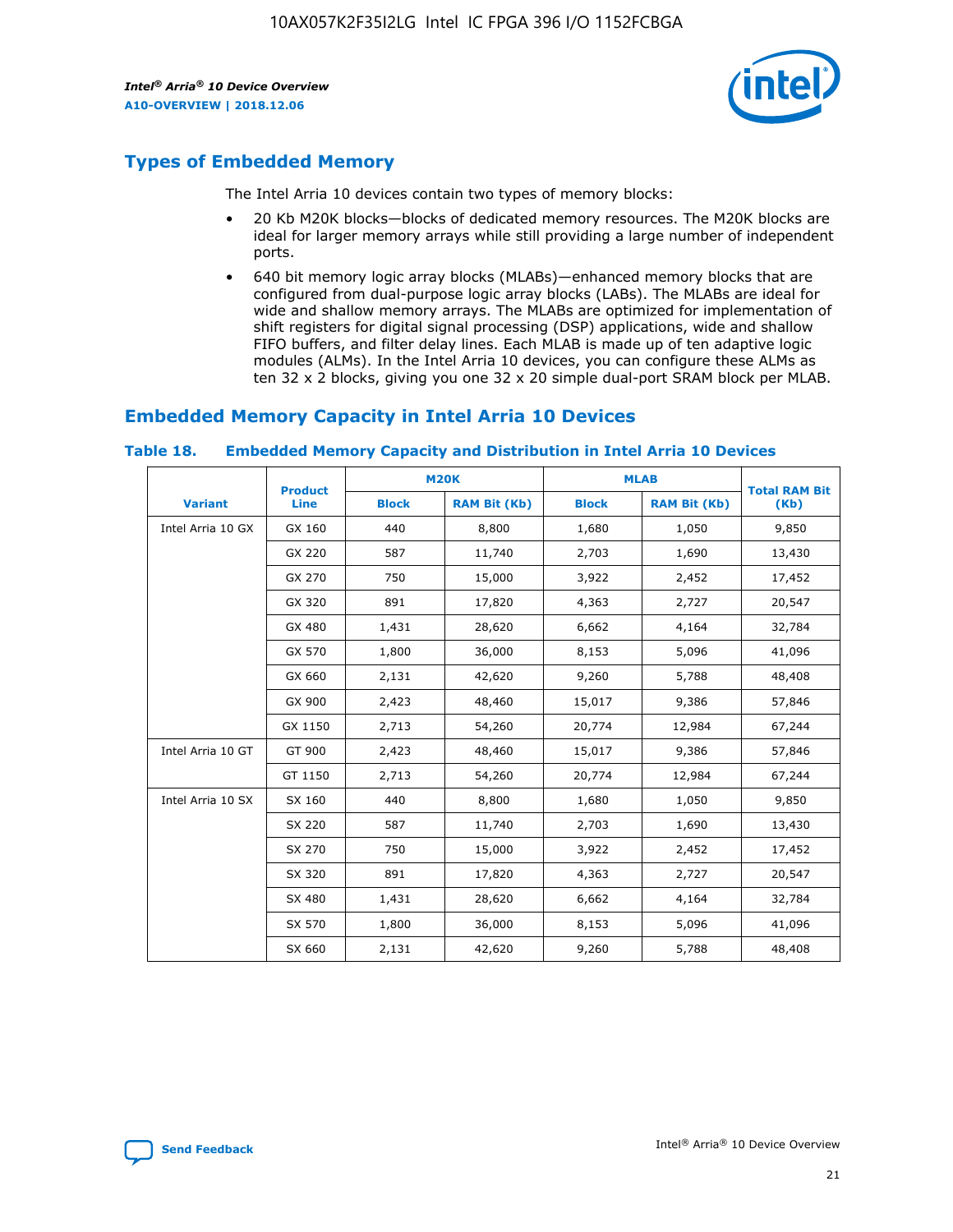## Types of Embedded Memory

The Intel Arria 10 devices contain two types of memory blocks:

- 20 Kb M20K blocks—blocks of dedicated memory resources. The M20K blocks are ideal for larger memory arrays while still providing a large number of independent ports.
- 640 bit memory logic array blocks (MLABs)—enhanced memory blocks that are configured from dual-purpose logic array blocks (LABs). The MLABs are ideal for wide and shallow memory arrays. The MLABs are optimized for implementation of shift registers for digital signal processing (DSP) applications, wide and shallow FIFO buffers, and filter delay lines. Each MLAB is made up of ten adaptive logic modules (ALMs). In the Intel Arria 10 devices, you can configure these ALMs as ten 32 x 2 blocks, giving you one 32 x 20 simple dual-port SRAM block per MLAB.

## Embedded Memory Capacity in Intel Arria 10 Devices

**Table 18. Embedded Memory Capacity and Distribution in Intel Arria 10 Devices**

| Variant | Product Line | M20K | | MLAB | | Total RAM Bit (Kb) |
|---|---|---|---|---|---|---|
| | | Block | RAM Bit (Kb) | Block | RAM Bit (Kb) | |
| Intel Arria 10 GX | GX 160 | 440 | 8,800 | 1,680 | 1,050 | 9,850 |
| | GX 220 | 587 | 11,740 | 2,703 | 1,690 | 13,430 |
| | GX 270 | 750 | 15,000 | 3,922 | 2,452 | 17,452 |
| | GX 320 | 891 | 17,820 | 4,363 | 2,727 | 20,547 |
| | GX 480 | 1,431 | 28,620 | 6,662 | 4,164 | 32,784 |
| | GX 570 | 1,800 | 36,000 | 8,153 | 5,096 | 41,096 |
| | GX 660 | 2,131 | 42,620 | 9,260 | 5,788 | 48,408 |
| | GX 900 | 2,423 | 48,460 | 15,017 | 9,386 | 57,846 |
| | GX 1150 | 2,713 | 54,260 | 20,774 | 12,984 | 67,244 |
| Intel Arria 10 GT | GT 900 | 2,423 | 48,460 | 15,017 | 9,386 | 57,846 |
| | GT 1150 | 2,713 | 54,260 | 20,774 | 12,984 | 67,244 |
| Intel Arria 10 SX | SX 160 | 440 | 8,800 | 1,680 | 1,050 | 9,850 |
| | SX 220 | 587 | 11,740 | 2,703 | 1,690 | 13,430 |
| | SX 270 | 750 | 15,000 | 3,922 | 2,452 | 17,452 |
| | SX 320 | 891 | 17,820 | 4,363 | 2,727 | 20,547 |
| | SX 480 | 1,431 | 28,620 | 6,662 | 4,164 | 32,784 |
| | SX 570 | 1,800 | 36,000 | 8,153 | 5,096 | 41,096 |
| | SX 660 | 2,131 | 42,620 | 9,260 | 5,788 | 48,408 |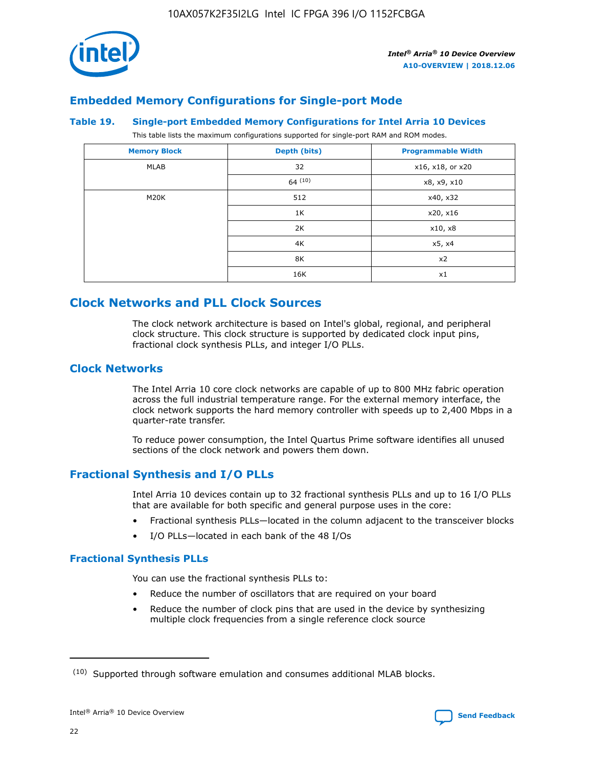## Embedded Memory Configurations for Single-port Mode

### Table 19. Single-port Embedded Memory Configurations for Intel Arria 10 Devices

This table lists the maximum configurations supported for single-port RAM and ROM modes.

| Memory Block | Depth (bits) | Programmable Width |
|---|---|---|
| MLAB | 32 | x16, x18, or x20 |
| | 64 [10] | x8, x9, x10 |
| M20K | 512 | x40, x32 |
| | 1K | x20, x16 |
| | 2K | x10, x8 |
| | 4K | x5, x4 |
| | 8K | x2 |
| | 16K | x1 |

## Clock Networks and PLL Clock Sources

The clock network architecture is based on Intel's global, regional, and peripheral clock structure. This clock structure is supported by dedicated clock input pins, fractional clock synthesis PLLs, and integer I/O PLLs.

## Clock Networks

The Intel Arria 10 core clock networks are capable of up to 800 MHz fabric operation across the full industrial temperature range. For the external memory interface, the clock network supports the hard memory controller with speeds up to 2,400 Mbps in a quarter-rate transfer.

To reduce power consumption, the Intel Quartus Prime software identifies all unused sections of the clock network and powers them down.

## Fractional Synthesis and I/O PLLs

Intel Arria 10 devices contain up to 32 fractional synthesis PLLs and up to 16 I/O PLLs that are available for both specific and general purpose uses in the core:

- Fractional synthesis PLLs—located in the column adjacent to the transceiver blocks
- I/O PLLs—located in each bank of the 48 I/Os

### Fractional Synthesis PLLs

You can use the fractional synthesis PLLs to:

- Reduce the number of oscillators that are required on your board
- Reduce the number of clock pins that are used in the device by synthesizing multiple clock frequencies from a single reference clock source

[10] Supported through software emulation and consumes additional MLAB blocks.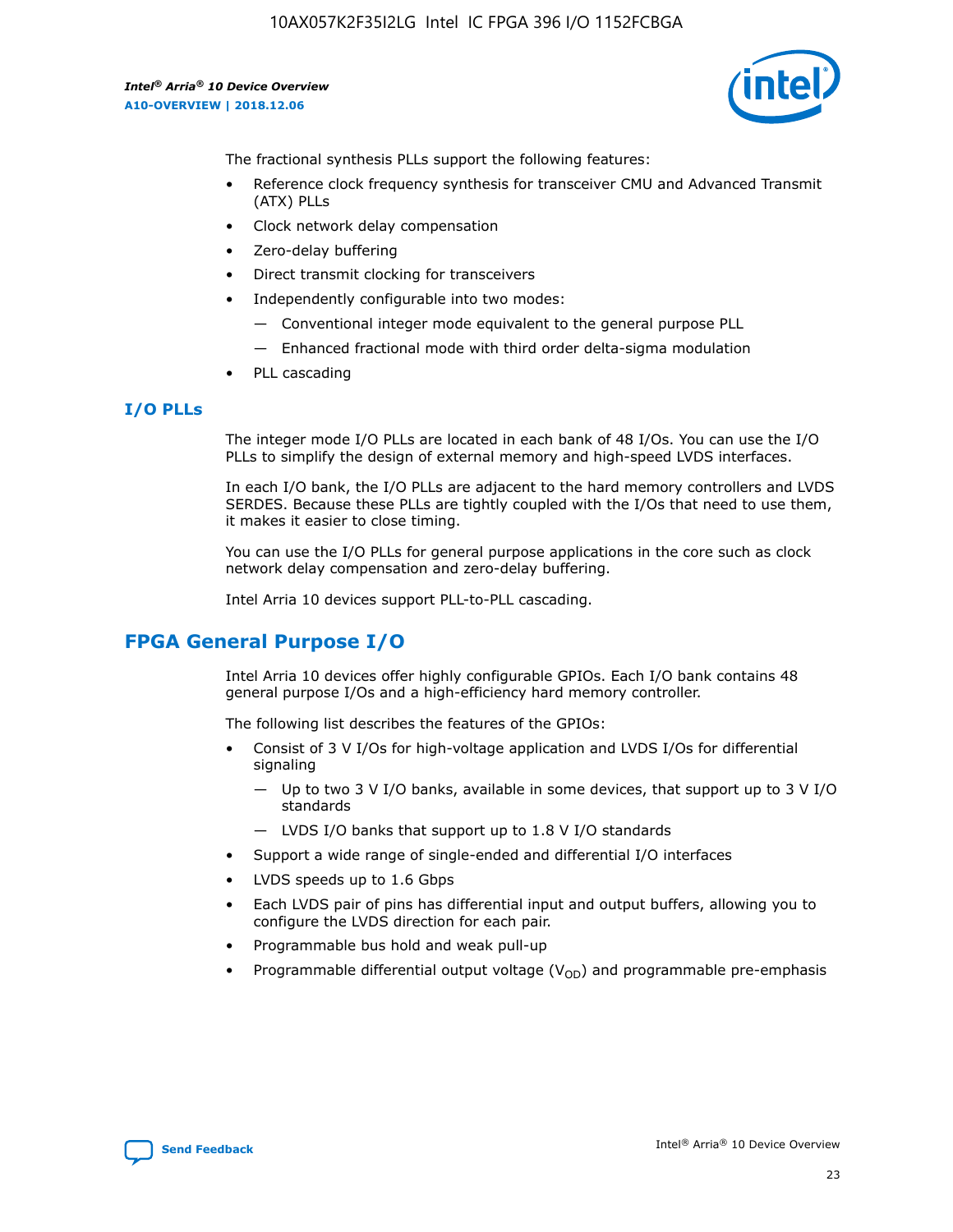The fractional synthesis PLLs support the following features:

- Reference clock frequency synthesis for transceiver CMU and Advanced Transmit (ATX) PLLs
- Clock network delay compensation
- Zero-delay buffering
- Direct transmit clocking for transceivers
- Independently configurable into two modes:
  - — Conventional integer mode equivalent to the general purpose PLL
  - — Enhanced fractional mode with third order delta-sigma modulation
- PLL cascading

### I/O PLLs

The integer mode I/O PLLs are located in each bank of 48 I/Os. You can use the I/O PLLs to simplify the design of external memory and high-speed LVDS interfaces.

In each I/O bank, the I/O PLLs are adjacent to the hard memory controllers and LVDS SERDES. Because these PLLs are tightly coupled with the I/Os that need to use them, it makes it easier to close timing.

You can use the I/O PLLs for general purpose applications in the core such as clock network delay compensation and zero-delay buffering.

Intel Arria 10 devices support PLL-to-PLL cascading.

## FPGA General Purpose I/O

Intel Arria 10 devices offer highly configurable GPIOs. Each I/O bank contains 48 general purpose I/Os and a high-efficiency hard memory controller.

The following list describes the features of the GPIOs:

- Consist of 3 V I/Os for high-voltage application and LVDS I/Os for differential signaling
  - — Up to two 3 V I/O banks, available in some devices, that support up to 3 V I/O standards
  - — LVDS I/O banks that support up to 1.8 V I/O standards
- Support a wide range of single-ended and differential I/O interfaces
- LVDS speeds up to 1.6 Gbps
- Each LVDS pair of pins has differential input and output buffers, allowing you to configure the LVDS direction for each pair.
- Programmable bus hold and weak pull-up
- Programmable differential output voltage ($V_{OD}$) and programmable pre-emphasis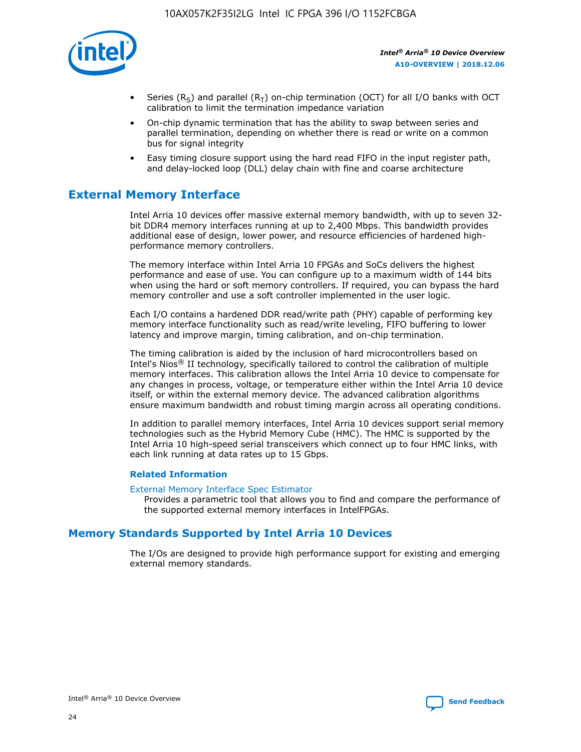- Series ($R_S$) and parallel ($R_T$) on-chip termination (OCT) for all I/O banks with OCT calibration to limit the termination impedance variation
- On-chip dynamic termination that has the ability to swap between series and parallel termination, depending on whether there is read or write on a common bus for signal integrity
- Easy timing closure support using the hard read FIFO in the input register path, and delay-locked loop (DLL) delay chain with fine and coarse architecture

## External Memory Interface

Intel Arria 10 devices offer massive external memory bandwidth, with up to seven 32-bit DDR4 memory interfaces running at up to 2,400 Mbps. This bandwidth provides additional ease of design, lower power, and resource efficiencies of hardened high-performance memory controllers.

The memory interface within Intel Arria 10 FPGAs and SoCs delivers the highest performance and ease of use. You can configure up to a maximum width of 144 bits when using the hard or soft memory controllers. If required, you can bypass the hard memory controller and use a soft controller implemented in the user logic.

Each I/O contains a hardened DDR read/write path (PHY) capable of performing key memory interface functionality such as read/write leveling, FIFO buffering to lower latency and improve margin, timing calibration, and on-chip termination.

The timing calibration is aided by the inclusion of hard microcontrollers based on Intel's Nios® II technology, specifically tailored to control the calibration of multiple memory interfaces. This calibration allows the Intel Arria 10 device to compensate for any changes in process, voltage, or temperature either within the Intel Arria 10 device itself, or within the external memory device. The advanced calibration algorithms ensure maximum bandwidth and robust timing margin across all operating conditions.

In addition to parallel memory interfaces, Intel Arria 10 devices support serial memory technologies such as the Hybrid Memory Cube (HMC). The HMC is supported by the Intel Arria 10 high-speed serial transceivers which connect up to four HMC links, with each link running at data rates up to 15 Gbps.

### Related Information

External Memory Interface Spec Estimator
Provides a parametric tool that allows you to find and compare the performance of the supported external memory interfaces in IntelFPGAs.

## Memory Standards Supported by Intel Arria 10 Devices

The I/Os are designed to provide high performance support for existing and emerging external memory standards.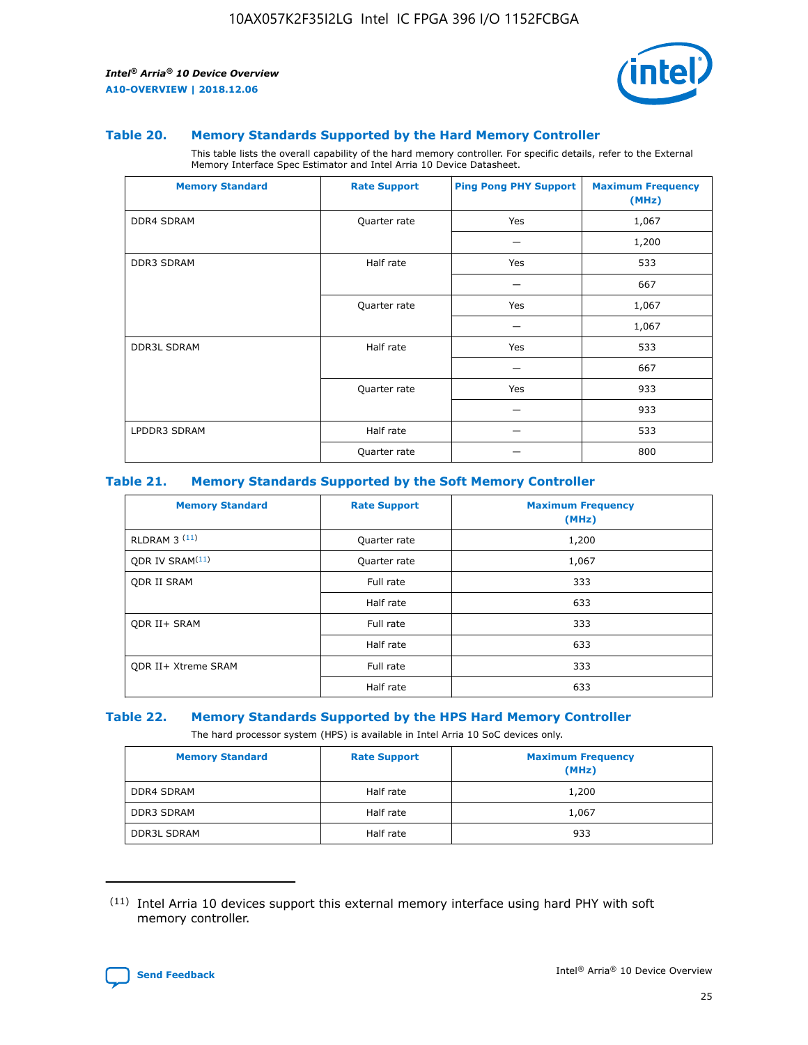### Table 20. Memory Standards Supported by the Hard Memory Controller

This table lists the overall capability of the hard memory controller. For specific details, refer to the External Memory Interface Spec Estimator and Intel Arria 10 Device Datasheet.

| Memory Standard | Rate Support | Ping Pong PHY Support | Maximum Frequency (MHz) |
|---|---|---|---|
| DDR4 SDRAM | Quarter rate | Yes | 1,067 |
| | | — | 1,200 |
| DDR3 SDRAM | Half rate | Yes | 533 |
| | | — | 667 |
| | Quarter rate | Yes | 1,067 |
| | | — | 1,067 |
| DDR3L SDRAM | Half rate | Yes | 533 |
| | | — | 667 |
| | Quarter rate | Yes | 933 |
| | | — | 933 |
| LPDDR3 SDRAM | Half rate | — | 533 |
| | Quarter rate | — | 800 |

### Table 21. Memory Standards Supported by the Soft Memory Controller

| Memory Standard | Rate Support | Maximum Frequency (MHz) |
|---|---|---|
| RLDRAM 3 [(11)] | Quarter rate | 1,200 |
| QDR IV SRAM[(11)] | Quarter rate | 1,067 |
| QDR II SRAM | Full rate | 333 |
| | Half rate | 633 |
| QDR II+ SRAM | Full rate | 333 |
| | Half rate | 633 |
| QDR II+ Xtreme SRAM | Full rate | 333 |
| | Half rate | 633 |

### Table 22. Memory Standards Supported by the HPS Hard Memory Controller

The hard processor system (HPS) is available in Intel Arria 10 SoC devices only.

| Memory Standard | Rate Support | Maximum Frequency (MHz) |
|---|---|---|
| DDR4 SDRAM | Half rate | 1,200 |
| DDR3 SDRAM | Half rate | 1,067 |
| DDR3L SDRAM | Half rate | 933 |

(11) Intel Arria 10 devices support this external memory interface using hard PHY with soft memory controller.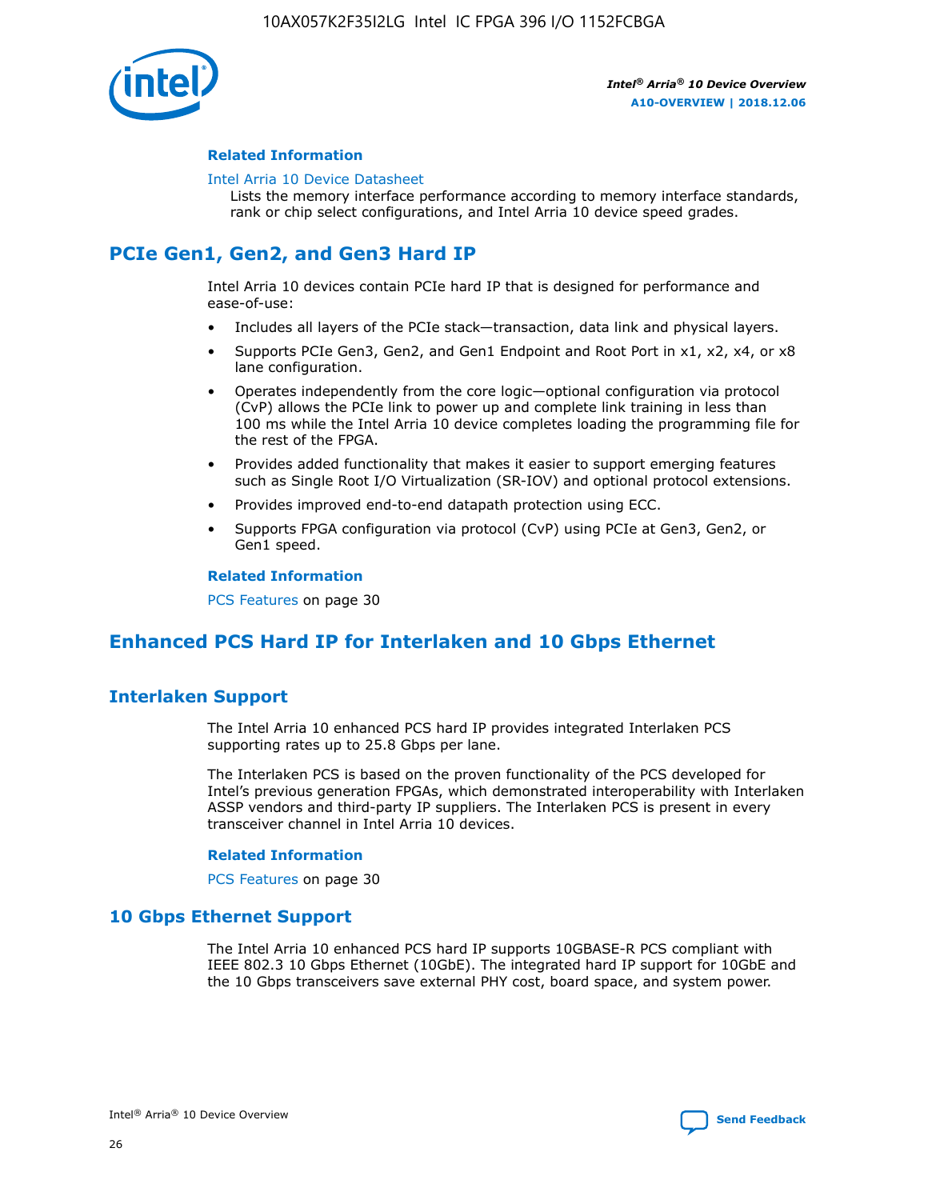### Related Information

Intel Arria 10 Device Datasheet

Lists the memory interface performance according to memory interface standards, rank or chip select configurations, and Intel Arria 10 device speed grades.

## PCIe Gen1, Gen2, and Gen3 Hard IP

Intel Arria 10 devices contain PCIe hard IP that is designed for performance and ease-of-use:

- Includes all layers of the PCIe stack—transaction, data link and physical layers.
- Supports PCIe Gen3, Gen2, and Gen1 Endpoint and Root Port in x1, x2, x4, or x8 lane configuration.
- Operates independently from the core logic—optional configuration via protocol (CvP) allows the PCIe link to power up and complete link training in less than 100 ms while the Intel Arria 10 device completes loading the programming file for the rest of the FPGA.
- Provides added functionality that makes it easier to support emerging features such as Single Root I/O Virtualization (SR-IOV) and optional protocol extensions.
- Provides improved end-to-end datapath protection using ECC.
- Supports FPGA configuration via protocol (CvP) using PCIe at Gen3, Gen2, or Gen1 speed.

### Related Information

PCS Features on page 30

## Enhanced PCS Hard IP for Interlaken and 10 Gbps Ethernet

## Interlaken Support

The Intel Arria 10 enhanced PCS hard IP provides integrated Interlaken PCS supporting rates up to 25.8 Gbps per lane.

The Interlaken PCS is based on the proven functionality of the PCS developed for Intel's previous generation FPGAs, which demonstrated interoperability with Interlaken ASSP vendors and third-party IP suppliers. The Interlaken PCS is present in every transceiver channel in Intel Arria 10 devices.

### Related Information

PCS Features on page 30

## 10 Gbps Ethernet Support

The Intel Arria 10 enhanced PCS hard IP supports 10GBASE-R PCS compliant with IEEE 802.3 10 Gbps Ethernet (10GbE). The integrated hard IP support for 10GbE and the 10 Gbps transceivers save external PHY cost, board space, and system power.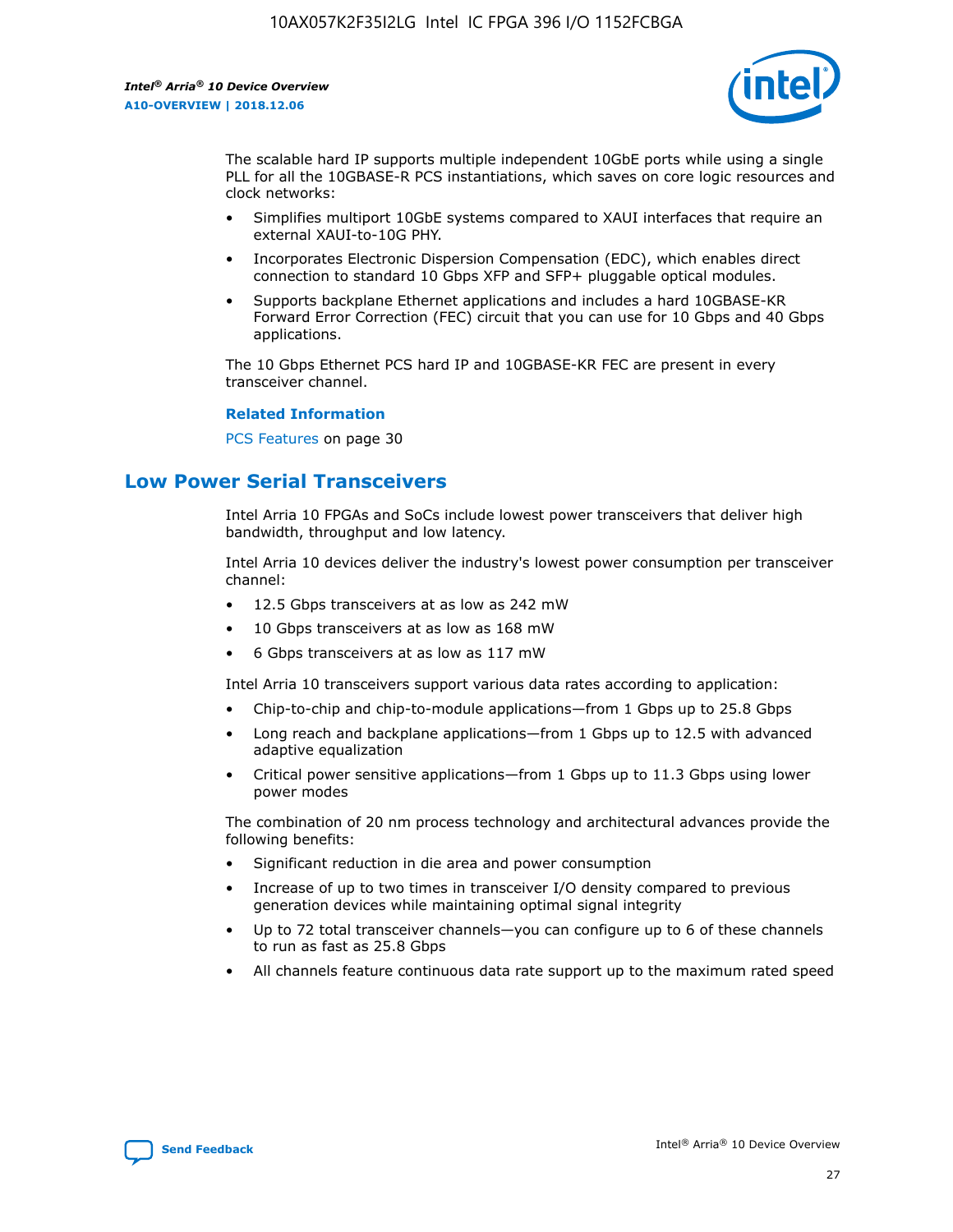The scalable hard IP supports multiple independent 10GbE ports while using a single PLL for all the 10GBASE-R PCS instantiations, which saves on core logic resources and clock networks:

- Simplifies multiport 10GbE systems compared to XAUI interfaces that require an external XAUI-to-10G PHY.
- Incorporates Electronic Dispersion Compensation (EDC), which enables direct connection to standard 10 Gbps XFP and SFP+ pluggable optical modules.
- Supports backplane Ethernet applications and includes a hard 10GBASE-KR Forward Error Correction (FEC) circuit that you can use for 10 Gbps and 40 Gbps applications.

The 10 Gbps Ethernet PCS hard IP and 10GBASE-KR FEC are present in every transceiver channel.

**Related Information**

PCS Features on page 30

## Low Power Serial Transceivers

Intel Arria 10 FPGAs and SoCs include lowest power transceivers that deliver high bandwidth, throughput and low latency.

Intel Arria 10 devices deliver the industry's lowest power consumption per transceiver channel:

- 12.5 Gbps transceivers at as low as 242 mW
- 10 Gbps transceivers at as low as 168 mW
- 6 Gbps transceivers at as low as 117 mW

Intel Arria 10 transceivers support various data rates according to application:

- Chip-to-chip and chip-to-module applications—from 1 Gbps up to 25.8 Gbps
- Long reach and backplane applications—from 1 Gbps up to 12.5 with advanced adaptive equalization
- Critical power sensitive applications—from 1 Gbps up to 11.3 Gbps using lower power modes

The combination of 20 nm process technology and architectural advances provide the following benefits:

- Significant reduction in die area and power consumption
- Increase of up to two times in transceiver I/O density compared to previous generation devices while maintaining optimal signal integrity
- Up to 72 total transceiver channels—you can configure up to 6 of these channels to run as fast as 25.8 Gbps
- All channels feature continuous data rate support up to the maximum rated speed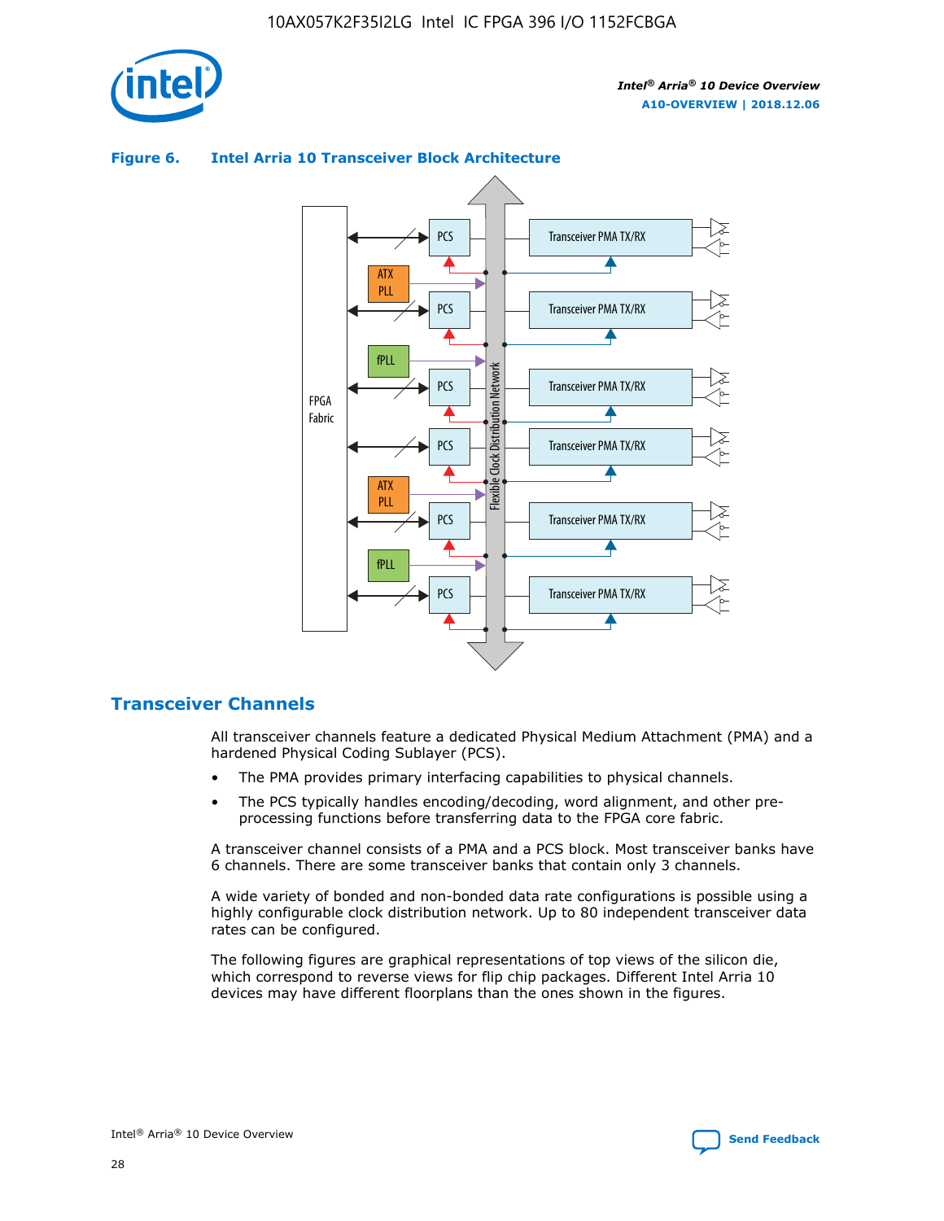**Figure 6. Intel Arria 10 Transceiver Block Architecture**

## Transceiver Channels

All transceiver channels feature a dedicated Physical Medium Attachment (PMA) and a hardened Physical Coding Sublayer (PCS).

- The PMA provides primary interfacing capabilities to physical channels.
- The PCS typically handles encoding/decoding, word alignment, and other pre-processing functions before transferring data to the FPGA core fabric.

A transceiver channel consists of a PMA and a PCS block. Most transceiver banks have 6 channels. There are some transceiver banks that contain only 3 channels.

A wide variety of bonded and non-bonded data rate configurations is possible using a highly configurable clock distribution network. Up to 80 independent transceiver data rates can be configured.

The following figures are graphical representations of top views of the silicon die, which correspond to reverse views for flip chip packages. Different Intel Arria 10 devices may have different floorplans than the ones shown in the figures.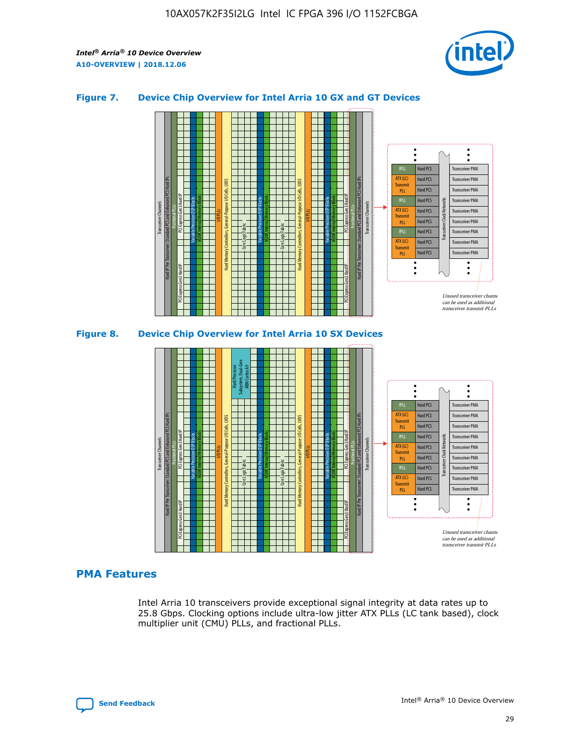## Figure 7. Device Chip Overview for Intel Arria 10 GX and GT Devices

## Figure 8. Device Chip Overview for Intel Arria 10 SX Devices

## PMA Features

Intel Arria 10 transceivers provide exceptional signal integrity at data rates up to 25.8 Gbps. Clocking options include ultra-low jitter ATX PLLs (LC tank based), clock multiplier unit (CMU) PLLs, and fractional PLLs.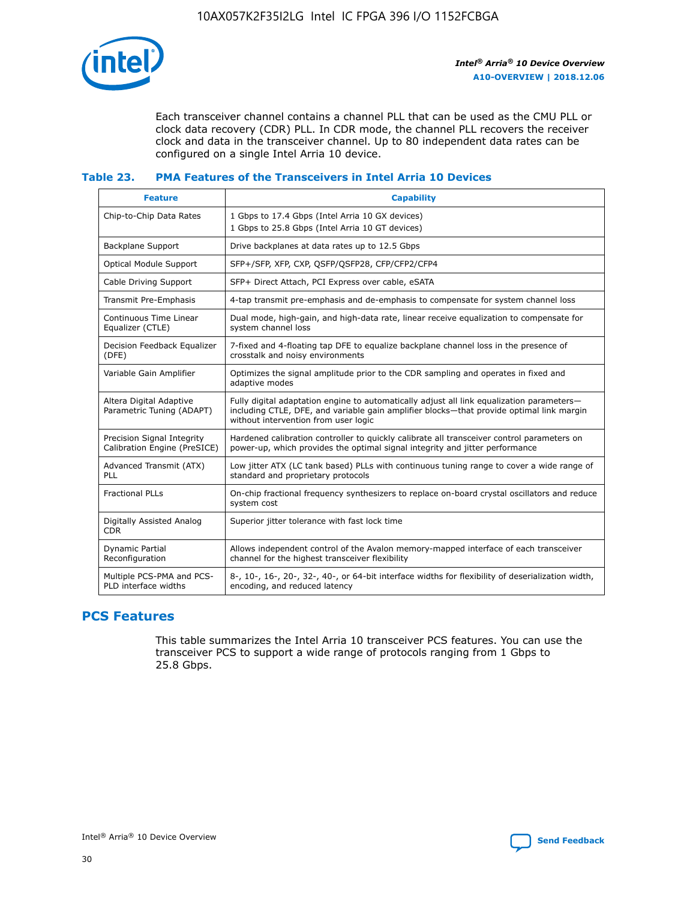Each transceiver channel contains a channel PLL that can be used as the CMU PLL or clock data recovery (CDR) PLL. In CDR mode, the channel PLL recovers the receiver clock and data in the transceiver channel. Up to 80 independent data rates can be configured on a single Intel Arria 10 device.

### Table 23. PMA Features of the Transceivers in Intel Arria 10 Devices

| Feature | Capability |
| --- | --- |
| Chip-to-Chip Data Rates | 1 Gbps to 17.4 Gbps (Intel Arria 10 GX devices)<br>1 Gbps to 25.8 Gbps (Intel Arria 10 GT devices) |
| Backplane Support | Drive backplanes at data rates up to 12.5 Gbps |
| Optical Module Support | SFP+/SFP, XFP, CXP, QSFP/QSFP28, CFP/CFP2/CFP4 |
| Cable Driving Support | SFP+ Direct Attach, PCI Express over cable, eSATA |
| Transmit Pre-Emphasis | 4-tap transmit pre-emphasis and de-emphasis to compensate for system channel loss |
| Continuous Time Linear Equalizer (CTLE) | Dual mode, high-gain, and high-data rate, linear receive equalization to compensate for system channel loss |
| Decision Feedback Equalizer (DFE) | 7-fixed and 4-floating tap DFE to equalize backplane channel loss in the presence of crosstalk and noisy environments |
| Variable Gain Amplifier | Optimizes the signal amplitude prior to the CDR sampling and operates in fixed and adaptive modes |
| Altera Digital Adaptive Parametric Tuning (ADAPT) | Fully digital adaptation engine to automatically adjust all link equalization parameters—including CTLE, DFE, and variable gain amplifier blocks—that provide optimal link margin without intervention from user logic |
| Precision Signal Integrity Calibration Engine (PreSICE) | Hardened calibration controller to quickly calibrate all transceiver control parameters on power-up, which provides the optimal signal integrity and jitter performance |
| Advanced Transmit (ATX) PLL | Low jitter ATX (LC tank based) PLLs with continuous tuning range to cover a wide range of standard and proprietary protocols |
| Fractional PLLs | On-chip fractional frequency synthesizers to replace on-board crystal oscillators and reduce system cost |
| Digitally Assisted Analog CDR | Superior jitter tolerance with fast lock time |
| Dynamic Partial Reconfiguration | Allows independent control of the Avalon memory-mapped interface of each transceiver channel for the highest transceiver flexibility |
| Multiple PCS-PMA and PCS-PLD interface widths | 8-, 10-, 16-, 20-, 32-, 40-, or 64-bit interface widths for flexibility of deserialization width, encoding, and reduced latency |

## PCS Features

This table summarizes the Intel Arria 10 transceiver PCS features. You can use the transceiver PCS to support a wide range of protocols ranging from 1 Gbps to 25.8 Gbps.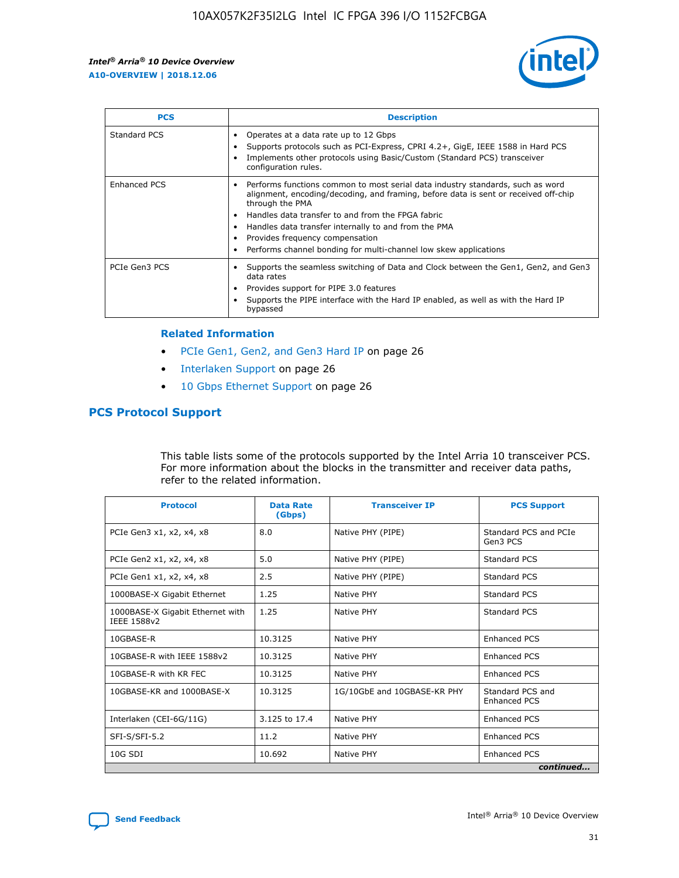| PCS | Description |
| --- | --- |
| Standard PCS | • Operates at a data rate up to 12 Gbps<br>• Supports protocols such as PCI-Express, CPRI 4.2+, GigE, IEEE 1588 in Hard PCS<br>• Implements other protocols using Basic/Custom (Standard PCS) transceiver configuration rules. |
| Enhanced PCS | • Performs functions common to most serial data industry standards, such as word alignment, encoding/decoding, and framing, before data is sent or received off-chip through the PMA<br>• Handles data transfer to and from the FPGA fabric<br>• Handles data transfer internally to and from the PMA<br>• Provides frequency compensation<br>• Performs channel bonding for multi-channel low skew applications |
| PCIe Gen3 PCS | • Supports the seamless switching of Data and Clock between the Gen1, Gen2, and Gen3 data rates<br>• Provides support for PIPE 3.0 features<br>• Supports the PIPE interface with the Hard IP enabled, as well as with the Hard IP bypassed |

### Related Information

- PCIe Gen1, Gen2, and Gen3 Hard IP on page 26
- Interlaken Support on page 26
- 10 Gbps Ethernet Support on page 26

## PCS Protocol Support

This table lists some of the protocols supported by the Intel Arria 10 transceiver PCS. For more information about the blocks in the transmitter and receiver data paths, refer to the related information.

| Protocol | Data Rate (Gbps) | Transceiver IP | PCS Support |
| --- | --- | --- | --- |
| PCIe Gen3 x1, x2, x4, x8 | 8.0 | Native PHY (PIPE) | Standard PCS and PCIe Gen3 PCS |
| PCIe Gen2 x1, x2, x4, x8 | 5.0 | Native PHY (PIPE) | Standard PCS |
| PCIe Gen1 x1, x2, x4, x8 | 2.5 | Native PHY (PIPE) | Standard PCS |
| 1000BASE-X Gigabit Ethernet | 1.25 | Native PHY | Standard PCS |
| 1000BASE-X Gigabit Ethernet with IEEE 1588v2 | 1.25 | Native PHY | Standard PCS |
| 10GBASE-R | 10.3125 | Native PHY | Enhanced PCS |
| 10GBASE-R with IEEE 1588v2 | 10.3125 | Native PHY | Enhanced PCS |
| 10GBASE-R with KR FEC | 10.3125 | Native PHY | Enhanced PCS |
| 10GBASE-KR and 1000BASE-X | 10.3125 | 1G/10GbE and 10GBASE-KR PHY | Standard PCS and Enhanced PCS |
| Interlaken (CEI-6G/11G) | 3.125 to 17.4 | Native PHY | Enhanced PCS |
| SFI-S/SFI-5.2 | 11.2 | Native PHY | Enhanced PCS |
| 10G SDI | 10.692 | Native PHY | Enhanced PCS |

*continued...*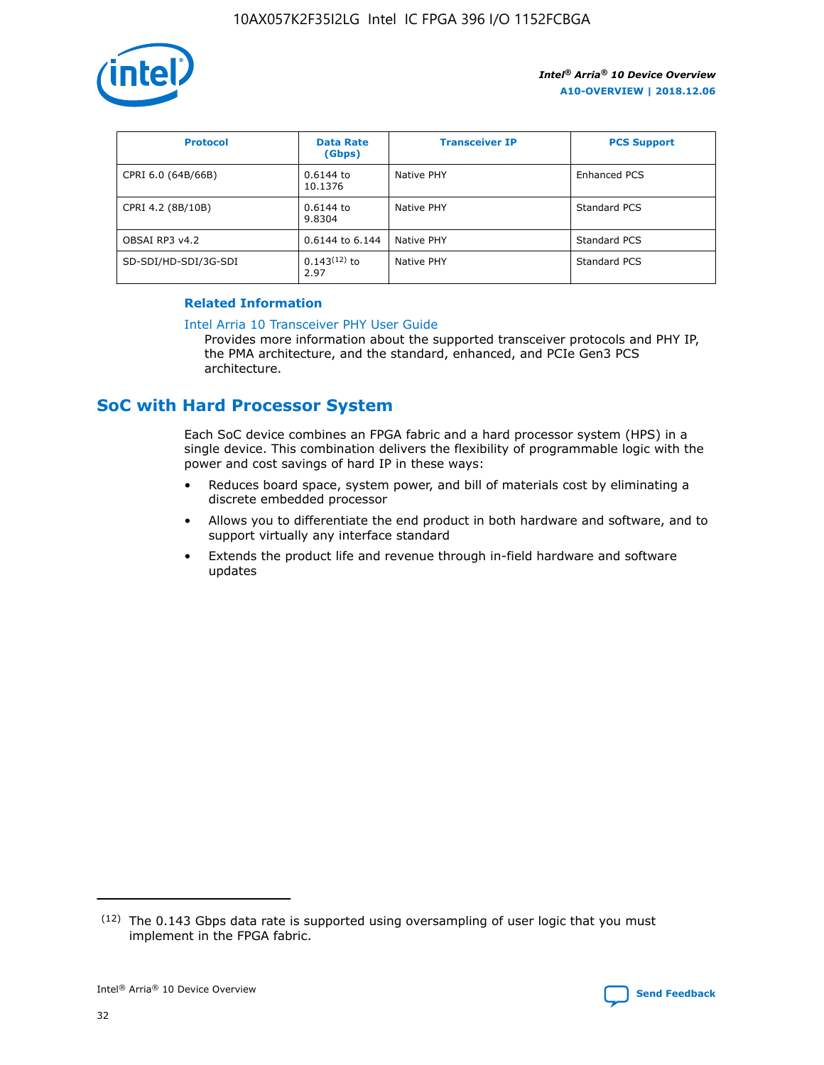| Protocol | Data Rate (Gbps) | Transceiver IP | PCS Support |
| --- | --- | --- | --- |
| CPRI 6.0 (64B/66B) | 0.6144 to 10.1376 | Native PHY | Enhanced PCS |
| CPRI 4.2 (8B/10B) | 0.6144 to 9.8304 | Native PHY | Standard PCS |
| OBSAI RP3 v4.2 | 0.6144 to 6.144 | Native PHY | Standard PCS |
| SD-SDI/HD-SDI/3G-SDI | 0.143[12] to 2.97 | Native PHY | Standard PCS |

**Related Information**

Intel Arria 10 Transceiver PHY User Guide

Provides more information about the supported transceiver protocols and PHY IP, the PMA architecture, and the standard, enhanced, and PCIe Gen3 PCS architecture.

## SoC with Hard Processor System

Each SoC device combines an FPGA fabric and a hard processor system (HPS) in a single device. This combination delivers the flexibility of programmable logic with the power and cost savings of hard IP in these ways:

- Reduces board space, system power, and bill of materials cost by eliminating a discrete embedded processor
- Allows you to differentiate the end product in both hardware and software, and to support virtually any interface standard
- Extends the product life and revenue through in-field hardware and software updates

(12) The 0.143 Gbps data rate is supported using oversampling of user logic that you must implement in the FPGA fabric.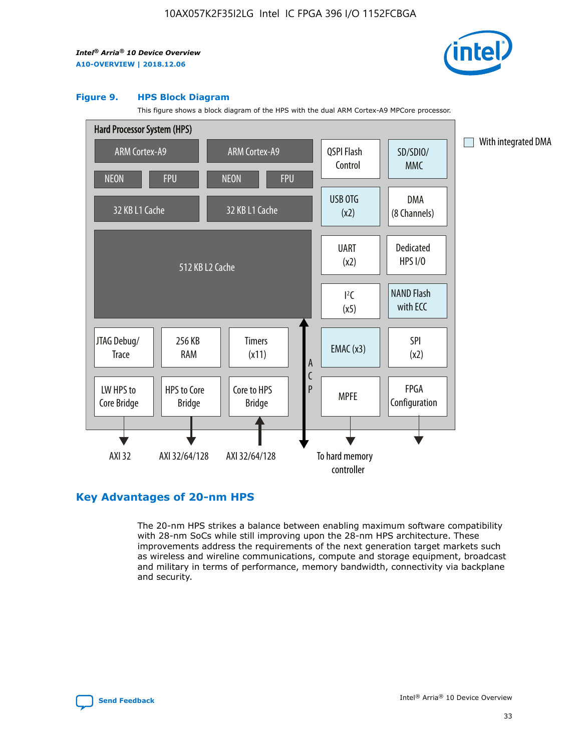**Figure 9. HPS Block Diagram**

This figure shows a block diagram of the HPS with the dual ARM Cortex-A9 MPCore processor.

Hard Processor System (HPS)

| ARM Cortex-A9 | ARM Cortex-A9 | QSPI Flash Control | SD/SDIO/MMC |
|---|---|---|---|
| NEON, FPU | NEON, FPU | USB OTG (x2) | DMA (8 Channels) |
| 32 KB L1 Cache | 32 KB L1 Cache | UART (x2) | Dedicated HPS I/O |
| 512 KB L2 Cache | | I²C (x5) | NAND Flash with ECC |
| JTAG Debug/Trace, 256 KB RAM, Timers (x11) | | EMAC (x3) | SPI (x2) |
| LW HPS to Core Bridge, HPS to Core Bridge, Core to HPS Bridge | ACP | MPFE | FPGA Configuration |

With integrated DMA: SD/SDIO/MMC, USB OTG (x2), NAND Flash with ECC, EMAC (x3)

Outputs: AXI 32 (LW HPS to Core Bridge), AXI 32/64/128 (HPS to Core Bridge), AXI 32/64/128 (Core to HPS Bridge), ACP, To hard memory controller (MPFE), FPGA Configuration

## Key Advantages of 20-nm HPS

The 20-nm HPS strikes a balance between enabling maximum software compatibility with 28-nm SoCs while still improving upon the 28-nm HPS architecture. These improvements address the requirements of the next generation target markets such as wireless and wireline communications, compute and storage equipment, broadcast and military in terms of performance, memory bandwidth, connectivity via backplane and security.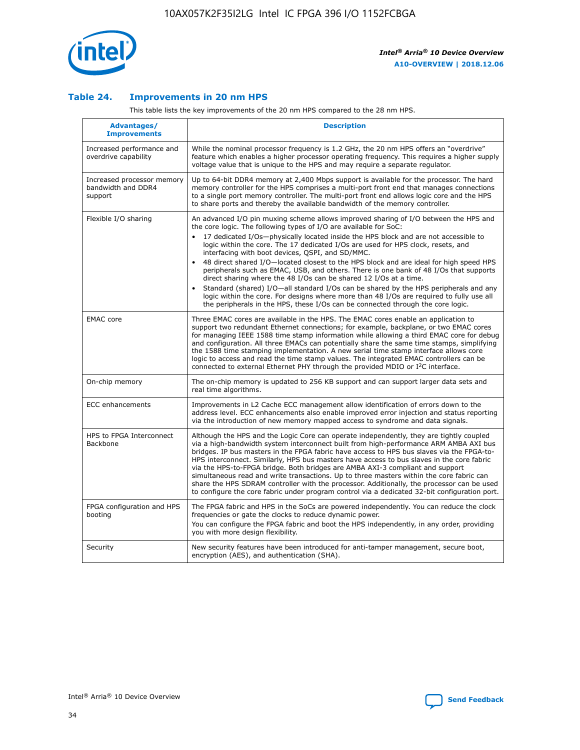### Table 24. Improvements in 20 nm HPS

This table lists the key improvements of the 20 nm HPS compared to the 28 nm HPS.

| Advantages/ Improvements | Description |
|---|---|
| Increased performance and overdrive capability | While the nominal processor frequency is 1.2 GHz, the 20 nm HPS offers an "overdrive" feature which enables a higher processor operating frequency. This requires a higher supply voltage value that is unique to the HPS and may require a separate regulator. |
| Increased processor memory bandwidth and DDR4 support | Up to 64-bit DDR4 memory at 2,400 Mbps support is available for the processor. The hard memory controller for the HPS comprises a multi-port front end that manages connections to a single port memory controller. The multi-port front end allows logic core and the HPS to share ports and thereby the available bandwidth of the memory controller. |
| Flexible I/O sharing | An advanced I/O pin muxing scheme allows improved sharing of I/O between the HPS and the core logic. The following types of I/O are available for SoC:<br>• 17 dedicated I/Os—physically located inside the HPS block and are not accessible to logic within the core. The 17 dedicated I/Os are used for HPS clock, resets, and interfacing with boot devices, QSPI, and SD/MMC.<br>• 48 direct shared I/O—located closest to the HPS block and are ideal for high speed HPS peripherals such as EMAC, USB, and others. There is one bank of 48 I/Os that supports direct sharing where the 48 I/Os can be shared 12 I/Os at a time.<br>• Standard (shared) I/O—all standard I/Os can be shared by the HPS peripherals and any logic within the core. For designs where more than 48 I/Os are required to fully use all the peripherals in the HPS, these I/Os can be connected through the core logic. |
| EMAC core | Three EMAC cores are available in the HPS. The EMAC cores enable an application to support two redundant Ethernet connections; for example, backplane, or two EMAC cores for managing IEEE 1588 time stamp information while allowing a third EMAC core for debug and configuration. All three EMACs can potentially share the same time stamps, simplifying the 1588 time stamping implementation. A new serial time stamp interface allows core logic to access and read the time stamp values. The integrated EMAC controllers can be connected to external Ethernet PHY through the provided MDIO or I$^2$C interface. |
| On-chip memory | The on-chip memory is updated to 256 KB support and can support larger data sets and real time algorithms. |
| ECC enhancements | Improvements in L2 Cache ECC management allow identification of errors down to the address level. ECC enhancements also enable improved error injection and status reporting via the introduction of new memory mapped access to syndrome and data signals. |
| HPS to FPGA Interconnect Backbone | Although the HPS and the Logic Core can operate independently, they are tightly coupled via a high-bandwidth system interconnect built from high-performance ARM AMBA AXI bus bridges. IP bus masters in the FPGA fabric have access to HPS bus slaves via the FPGA-to-HPS interconnect. Similarly, HPS bus masters have access to bus slaves in the core fabric via the HPS-to-FPGA bridge. Both bridges are AMBA AXI-3 compliant and support simultaneous read and write transactions. Up to three masters within the core fabric can share the HPS SDRAM controller with the processor. Additionally, the processor can be used to configure the core fabric under program control via a dedicated 32-bit configuration port. |
| FPGA configuration and HPS booting | The FPGA fabric and HPS in the SoCs are powered independently. You can reduce the clock frequencies or gate the clocks to reduce dynamic power.<br>You can configure the FPGA fabric and boot the HPS independently, in any order, providing you with more design flexibility. |
| Security | New security features have been introduced for anti-tamper management, secure boot, encryption (AES), and authentication (SHA). |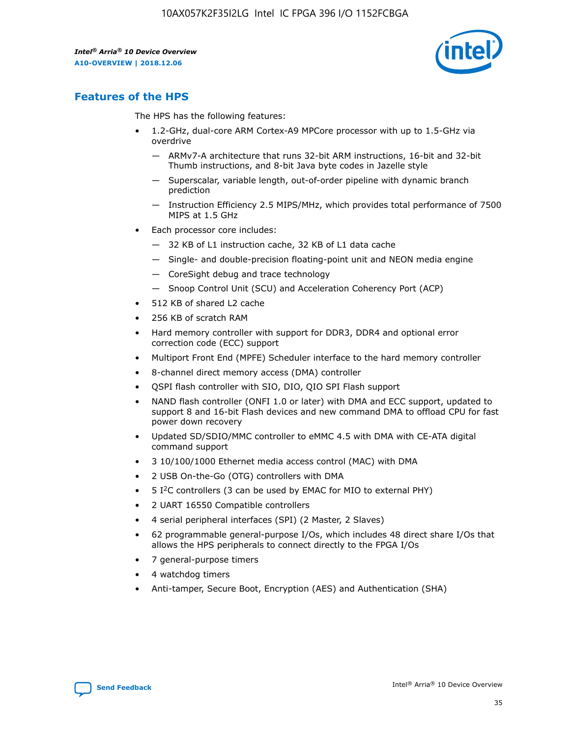## Features of the HPS

The HPS has the following features:

- 1.2-GHz, dual-core ARM Cortex-A9 MPCore processor with up to 1.5-GHz via overdrive
  - — ARMv7-A architecture that runs 32-bit ARM instructions, 16-bit and 32-bit Thumb instructions, and 8-bit Java byte codes in Jazelle style
  - — Superscalar, variable length, out-of-order pipeline with dynamic branch prediction
  - — Instruction Efficiency 2.5 MIPS/MHz, which provides total performance of 7500 MIPS at 1.5 GHz
- Each processor core includes:
  - — 32 KB of L1 instruction cache, 32 KB of L1 data cache
  - — Single- and double-precision floating-point unit and NEON media engine
  - — CoreSight debug and trace technology
  - — Snoop Control Unit (SCU) and Acceleration Coherency Port (ACP)
- 512 KB of shared L2 cache
- 256 KB of scratch RAM
- Hard memory controller with support for DDR3, DDR4 and optional error correction code (ECC) support
- Multiport Front End (MPFE) Scheduler interface to the hard memory controller
- 8-channel direct memory access (DMA) controller
- QSPI flash controller with SIO, DIO, QIO SPI Flash support
- NAND flash controller (ONFI 1.0 or later) with DMA and ECC support, updated to support 8 and 16-bit Flash devices and new command DMA to offload CPU for fast power down recovery
- Updated SD/SDIO/MMC controller to eMMC 4.5 with DMA with CE-ATA digital command support
- 3 10/100/1000 Ethernet media access control (MAC) with DMA
- 2 USB On-the-Go (OTG) controllers with DMA
- 5 I²C controllers (3 can be used by EMAC for MIO to external PHY)
- 2 UART 16550 Compatible controllers
- 4 serial peripheral interfaces (SPI) (2 Master, 2 Slaves)
- 62 programmable general-purpose I/Os, which includes 48 direct share I/Os that allows the HPS peripherals to connect directly to the FPGA I/Os
- 7 general-purpose timers
- 4 watchdog timers
- Anti-tamper, Secure Boot, Encryption (AES) and Authentication (SHA)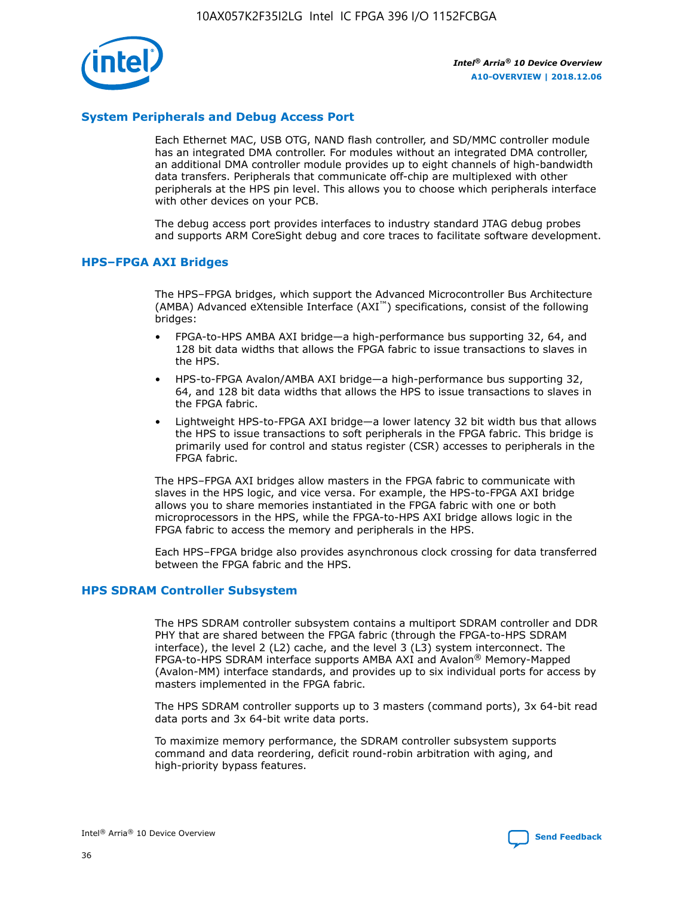## System Peripherals and Debug Access Port

Each Ethernet MAC, USB OTG, NAND flash controller, and SD/MMC controller module has an integrated DMA controller. For modules without an integrated DMA controller, an additional DMA controller module provides up to eight channels of high-bandwidth data transfers. Peripherals that communicate off-chip are multiplexed with other peripherals at the HPS pin level. This allows you to choose which peripherals interface with other devices on your PCB.

The debug access port provides interfaces to industry standard JTAG debug probes and supports ARM CoreSight debug and core traces to facilitate software development.

## HPS–FPGA AXI Bridges

The HPS–FPGA bridges, which support the Advanced Microcontroller Bus Architecture (AMBA) Advanced eXtensible Interface (AXI™) specifications, consist of the following bridges:

- FPGA-to-HPS AMBA AXI bridge—a high-performance bus supporting 32, 64, and 128 bit data widths that allows the FPGA fabric to issue transactions to slaves in the HPS.
- HPS-to-FPGA Avalon/AMBA AXI bridge—a high-performance bus supporting 32, 64, and 128 bit data widths that allows the HPS to issue transactions to slaves in the FPGA fabric.
- Lightweight HPS-to-FPGA AXI bridge—a lower latency 32 bit width bus that allows the HPS to issue transactions to soft peripherals in the FPGA fabric. This bridge is primarily used for control and status register (CSR) accesses to peripherals in the FPGA fabric.

The HPS–FPGA AXI bridges allow masters in the FPGA fabric to communicate with slaves in the HPS logic, and vice versa. For example, the HPS-to-FPGA AXI bridge allows you to share memories instantiated in the FPGA fabric with one or both microprocessors in the HPS, while the FPGA-to-HPS AXI bridge allows logic in the FPGA fabric to access the memory and peripherals in the HPS.

Each HPS–FPGA bridge also provides asynchronous clock crossing for data transferred between the FPGA fabric and the HPS.

## HPS SDRAM Controller Subsystem

The HPS SDRAM controller subsystem contains a multiport SDRAM controller and DDR PHY that are shared between the FPGA fabric (through the FPGA-to-HPS SDRAM interface), the level 2 (L2) cache, and the level 3 (L3) system interconnect. The FPGA-to-HPS SDRAM interface supports AMBA AXI and Avalon® Memory-Mapped (Avalon-MM) interface standards, and provides up to six individual ports for access by masters implemented in the FPGA fabric.

The HPS SDRAM controller supports up to 3 masters (command ports), 3x 64-bit read data ports and 3x 64-bit write data ports.

To maximize memory performance, the SDRAM controller subsystem supports command and data reordering, deficit round-robin arbitration with aging, and high-priority bypass features.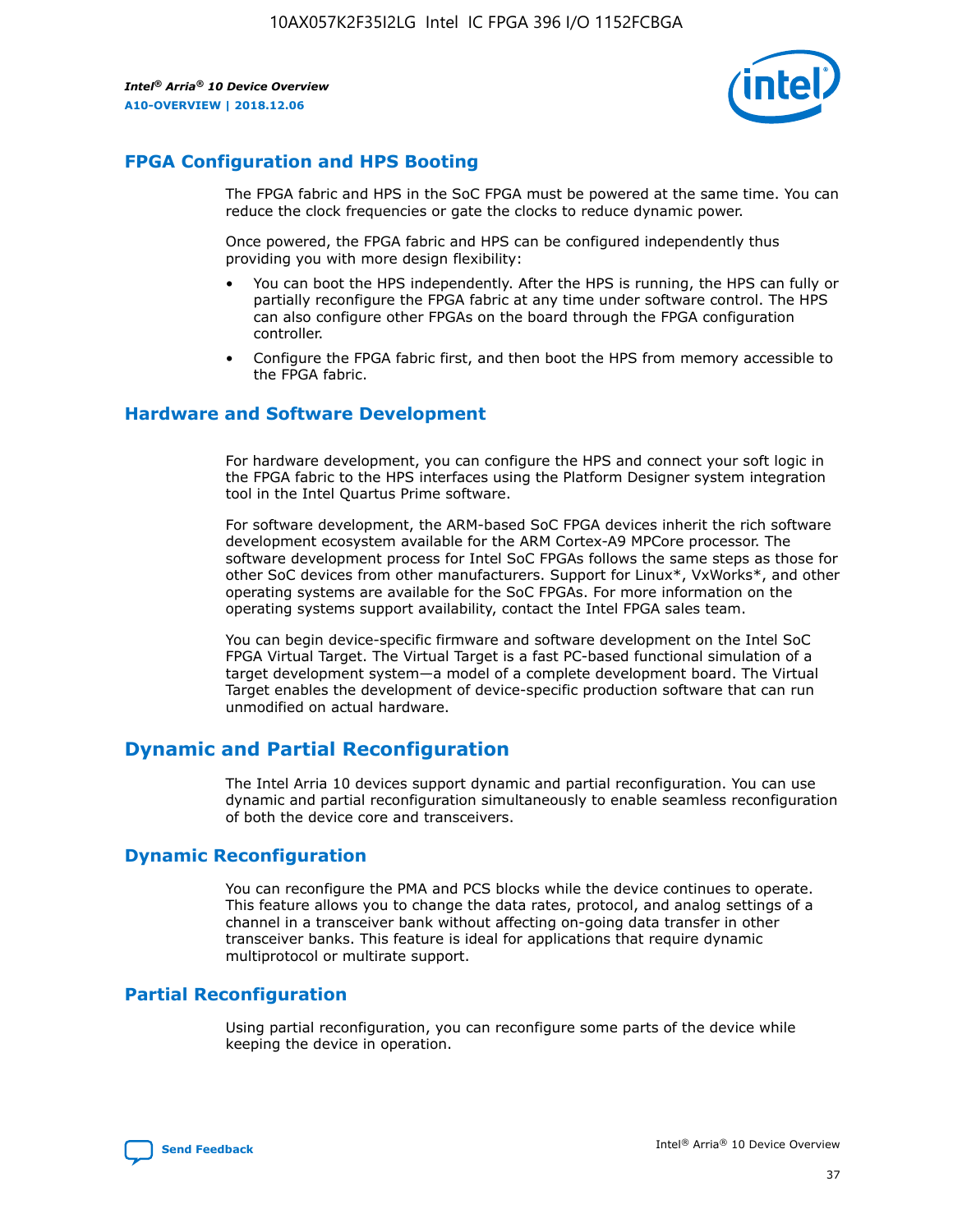## FPGA Configuration and HPS Booting

The FPGA fabric and HPS in the SoC FPGA must be powered at the same time. You can reduce the clock frequencies or gate the clocks to reduce dynamic power.

Once powered, the FPGA fabric and HPS can be configured independently thus providing you with more design flexibility:

- You can boot the HPS independently. After the HPS is running, the HPS can fully or partially reconfigure the FPGA fabric at any time under software control. The HPS can also configure other FPGAs on the board through the FPGA configuration controller.
- Configure the FPGA fabric first, and then boot the HPS from memory accessible to the FPGA fabric.

## Hardware and Software Development

For hardware development, you can configure the HPS and connect your soft logic in the FPGA fabric to the HPS interfaces using the Platform Designer system integration tool in the Intel Quartus Prime software.

For software development, the ARM-based SoC FPGA devices inherit the rich software development ecosystem available for the ARM Cortex-A9 MPCore processor. The software development process for Intel SoC FPGAs follows the same steps as those for other SoC devices from other manufacturers. Support for Linux*, VxWorks*, and other operating systems are available for the SoC FPGAs. For more information on the operating systems support availability, contact the Intel FPGA sales team.

You can begin device-specific firmware and software development on the Intel SoC FPGA Virtual Target. The Virtual Target is a fast PC-based functional simulation of a target development system—a model of a complete development board. The Virtual Target enables the development of device-specific production software that can run unmodified on actual hardware.

# Dynamic and Partial Reconfiguration

The Intel Arria 10 devices support dynamic and partial reconfiguration. You can use dynamic and partial reconfiguration simultaneously to enable seamless reconfiguration of both the device core and transceivers.

## Dynamic Reconfiguration

You can reconfigure the PMA and PCS blocks while the device continues to operate. This feature allows you to change the data rates, protocol, and analog settings of a channel in a transceiver bank without affecting on-going data transfer in other transceiver banks. This feature is ideal for applications that require dynamic multiprotocol or multirate support.

## Partial Reconfiguration

Using partial reconfiguration, you can reconfigure some parts of the device while keeping the device in operation.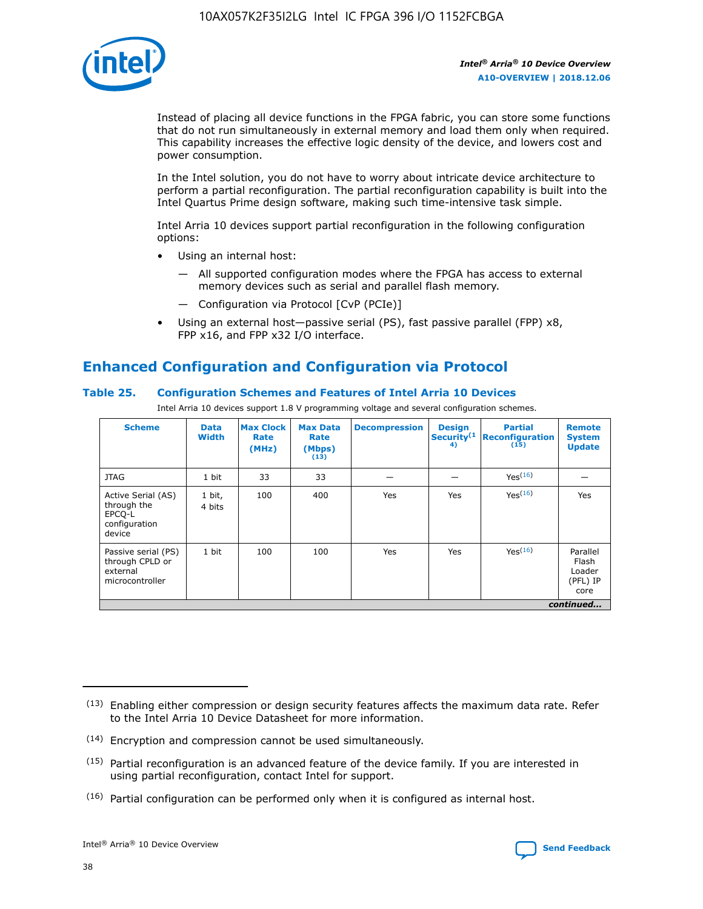Instead of placing all device functions in the FPGA fabric, you can store some functions that do not run simultaneously in external memory and load them only when required. This capability increases the effective logic density of the device, and lowers cost and power consumption.

In the Intel solution, you do not have to worry about intricate device architecture to perform a partial reconfiguration. The partial reconfiguration capability is built into the Intel Quartus Prime design software, making such time-intensive task simple.

Intel Arria 10 devices support partial reconfiguration in the following configuration options:

- Using an internal host:
  — All supported configuration modes where the FPGA has access to external memory devices such as serial and parallel flash memory.
  — Configuration via Protocol [CvP (PCIe)]
- Using an external host—passive serial (PS), fast passive parallel (FPP) x8, FPP x16, and FPP x32 I/O interface.

## Enhanced Configuration and Configuration via Protocol

### Table 25. Configuration Schemes and Features of Intel Arria 10 Devices

Intel Arria 10 devices support 1.8 V programming voltage and several configuration schemes.

| Scheme | Data Width | Max Clock Rate (MHz) | Max Data Rate (Mbps) (13) | Decompression | Design Security (14) | Partial Reconfiguration (15) | Remote System Update |
|---|---|---|---|---|---|---|---|
| JTAG | 1 bit | 33 | 33 | — | — | Yes(16) | — |
| Active Serial (AS) through the EPCQ-L configuration device | 1 bit, 4 bits | 100 | 400 | Yes | Yes | Yes(16) | Yes |
| Passive serial (PS) through CPLD or external microcontroller | 1 bit | 100 | 100 | Yes | Yes | Yes(16) | Parallel Flash Loader (PFL) IP core |

*continued...*

(13) Enabling either compression or design security features affects the maximum data rate. Refer to the Intel Arria 10 Device Datasheet for more information.

(14) Encryption and compression cannot be used simultaneously.

(15) Partial reconfiguration is an advanced feature of the device family. If you are interested in using partial reconfiguration, contact Intel for support.

(16) Partial configuration can be performed only when it is configured as internal host.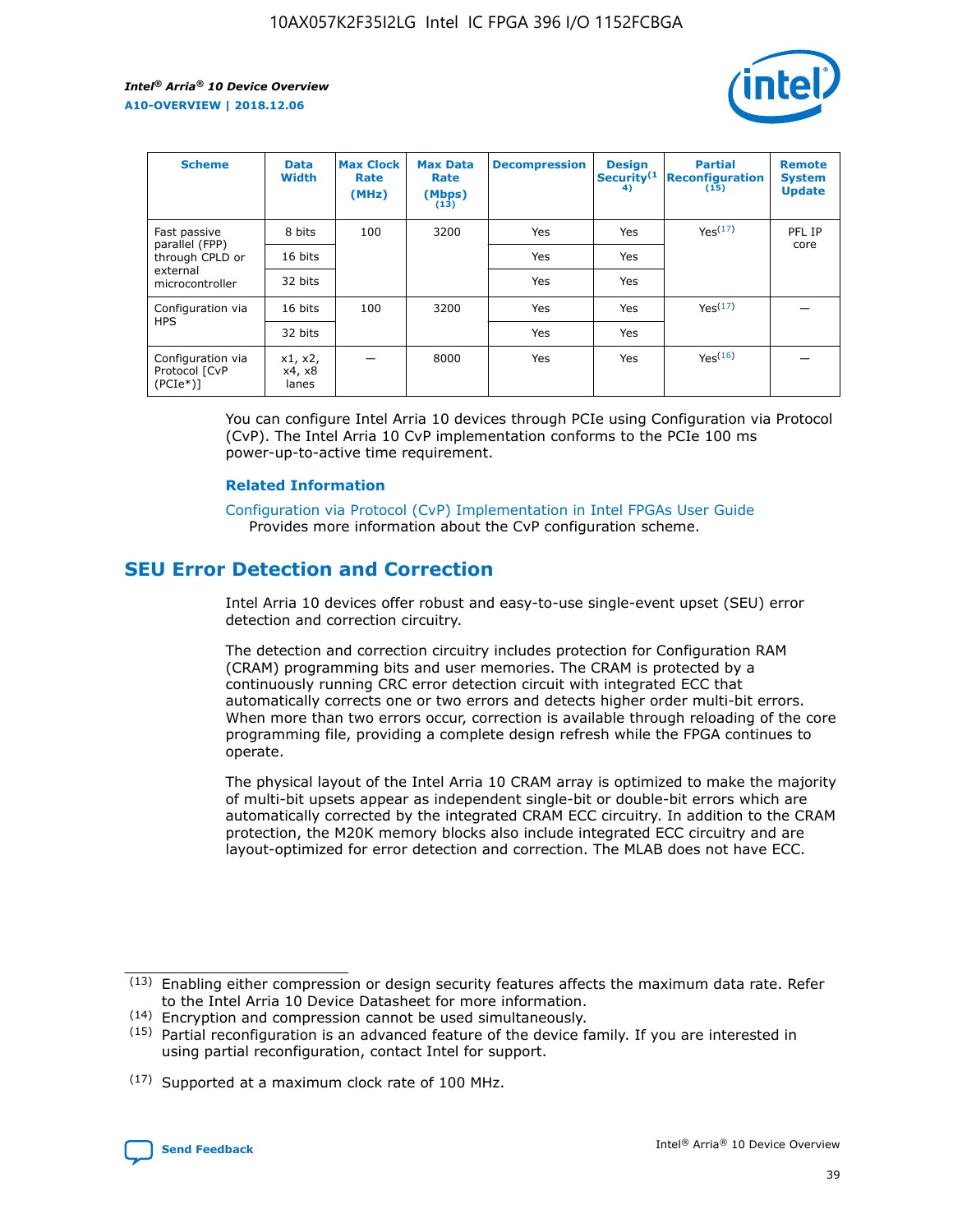| Scheme | Data Width | Max Clock Rate (MHz) | Max Data Rate (Mbps) (13) | Decompression | Design Security (14) | Partial Reconfiguration (15) | Remote System Update |
| --- | --- | --- | --- | --- | --- | --- | --- |
| Fast passive parallel (FPP) through CPLD or external microcontroller | 8 bits | 100 | 3200 | Yes | Yes | Yes (17) | PFL IP core |
| | 16 bits | | | Yes | Yes | | |
| | 32 bits | | | Yes | Yes | | |
| Configuration via HPS | 16 bits | 100 | 3200 | Yes | Yes | Yes (17) | — |
| | 32 bits | | | Yes | Yes | | |
| Configuration via Protocol [CvP (PCIe*)] | x1, x2, x4, x8 lanes | — | 8000 | Yes | Yes | Yes (16) | — |

You can configure Intel Arria 10 devices through PCIe using Configuration via Protocol (CvP). The Intel Arria 10 CvP implementation conforms to the PCIe 100 ms power-up-to-active time requirement.

**Related Information**

Configuration via Protocol (CvP) Implementation in Intel FPGAs User Guide
Provides more information about the CvP configuration scheme.

## SEU Error Detection and Correction

Intel Arria 10 devices offer robust and easy-to-use single-event upset (SEU) error detection and correction circuitry.

The detection and correction circuitry includes protection for Configuration RAM (CRAM) programming bits and user memories. The CRAM is protected by a continuously running CRC error detection circuit with integrated ECC that automatically corrects one or two errors and detects higher order multi-bit errors. When more than two errors occur, correction is available through reloading of the core programming file, providing a complete design refresh while the FPGA continues to operate.

The physical layout of the Intel Arria 10 CRAM array is optimized to make the majority of multi-bit upsets appear as independent single-bit or double-bit errors which are automatically corrected by the integrated CRAM ECC circuitry. In addition to the CRAM protection, the M20K memory blocks also include integrated ECC circuitry and are layout-optimized for error detection and correction. The MLAB does not have ECC.

(13) Enabling either compression or design security features affects the maximum data rate. Refer to the Intel Arria 10 Device Datasheet for more information.

(14) Encryption and compression cannot be used simultaneously.

(15) Partial reconfiguration is an advanced feature of the device family. If you are interested in using partial reconfiguration, contact Intel for support.

(17) Supported at a maximum clock rate of 100 MHz.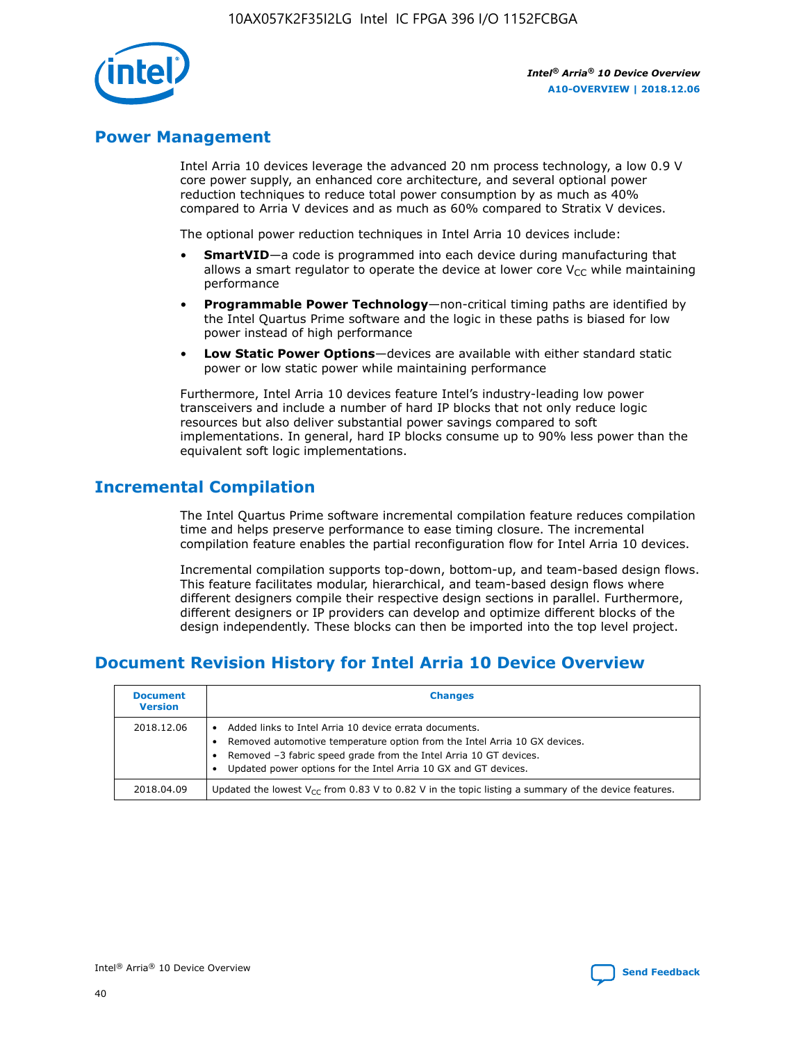## Power Management

Intel Arria 10 devices leverage the advanced 20 nm process technology, a low 0.9 V core power supply, an enhanced core architecture, and several optional power reduction techniques to reduce total power consumption by as much as 40% compared to Arria V devices and as much as 60% compared to Stratix V devices.

The optional power reduction techniques in Intel Arria 10 devices include:

- **SmartVID**—a code is programmed into each device during manufacturing that allows a smart regulator to operate the device at lower core $V_{CC}$ while maintaining performance
- **Programmable Power Technology**—non-critical timing paths are identified by the Intel Quartus Prime software and the logic in these paths is biased for low power instead of high performance
- **Low Static Power Options**—devices are available with either standard static power or low static power while maintaining performance

Furthermore, Intel Arria 10 devices feature Intel's industry-leading low power transceivers and include a number of hard IP blocks that not only reduce logic resources but also deliver substantial power savings compared to soft implementations. In general, hard IP blocks consume up to 90% less power than the equivalent soft logic implementations.

## Incremental Compilation

The Intel Quartus Prime software incremental compilation feature reduces compilation time and helps preserve performance to ease timing closure. The incremental compilation feature enables the partial reconfiguration flow for Intel Arria 10 devices.

Incremental compilation supports top-down, bottom-up, and team-based design flows. This feature facilitates modular, hierarchical, and team-based design flows where different designers compile their respective design sections in parallel. Furthermore, different designers or IP providers can develop and optimize different blocks of the design independently. These blocks can then be imported into the top level project.

## Document Revision History for Intel Arria 10 Device Overview

| Document Version | Changes |
|---|---|
| 2018.12.06 | • Added links to Intel Arria 10 device errata documents.<br>• Removed automotive temperature option from the Intel Arria 10 GX devices.<br>• Removed –3 fabric speed grade from the Intel Arria 10 GT devices.<br>• Updated power options for the Intel Arria 10 GX and GT devices. |
| 2018.04.09 | Updated the lowest $V_{CC}$ from 0.83 V to 0.82 V in the topic listing a summary of the device features. |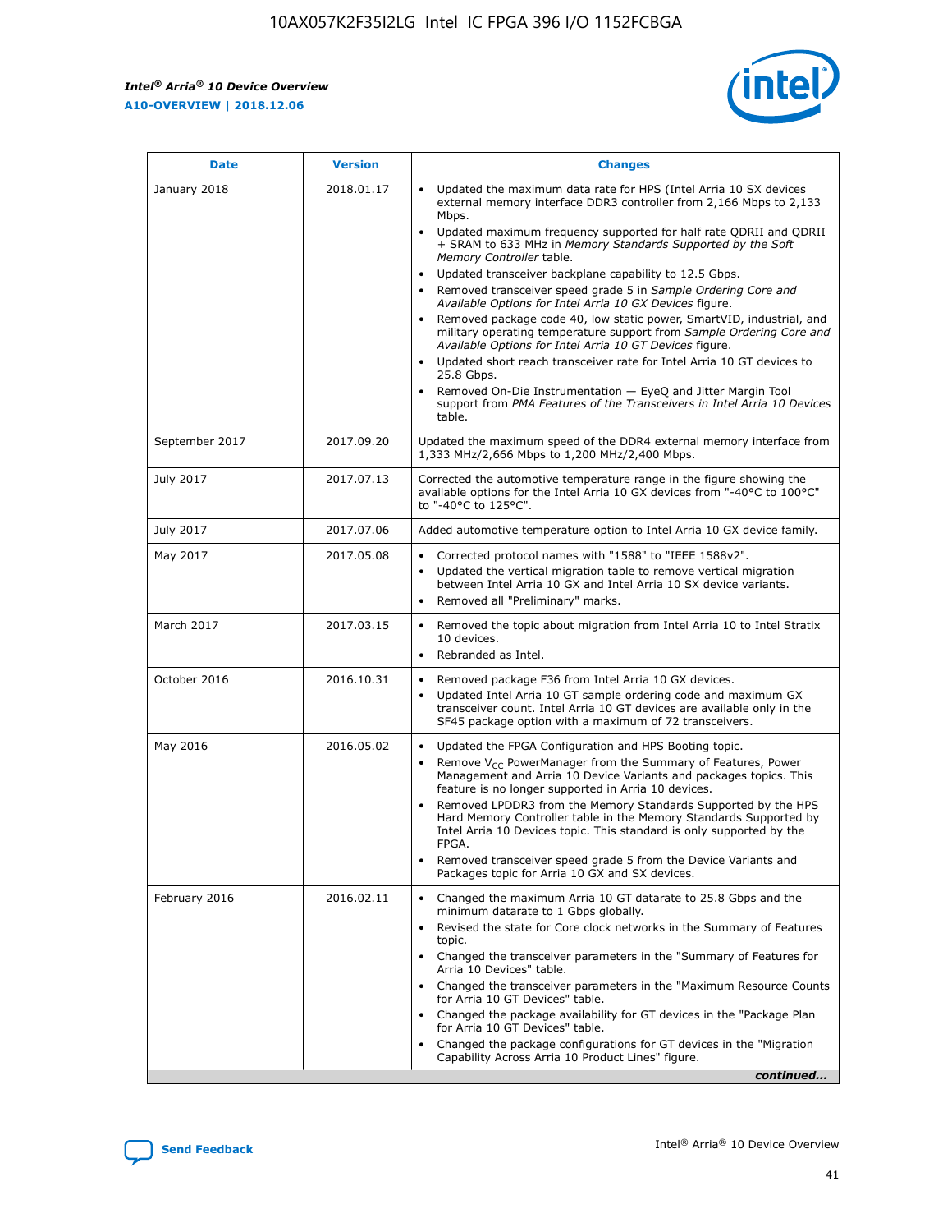| Date | Version | Changes |
| --- | --- | --- |
| January 2018 | 2018.01.17 | • Updated the maximum data rate for HPS (Intel Arria 10 SX devices external memory interface DDR3 controller from 2,166 Mbps to 2,133 Mbps.<br>• Updated maximum frequency supported for half rate QDRII and QDRII + SRAM to 633 MHz in *Memory Standards Supported by the Soft Memory Controller* table.<br>• Updated transceiver backplane capability to 12.5 Gbps.<br>• Removed transceiver speed grade 5 in *Sample Ordering Core and Available Options for Intel Arria 10 GX Devices* figure.<br>• Removed package code 40, low static power, SmartVID, industrial, and military operating temperature support from *Sample Ordering Core and Available Options for Intel Arria 10 GT Devices* figure.<br>• Updated short reach transceiver rate for Intel Arria 10 GT devices to 25.8 Gbps.<br>• Removed On-Die Instrumentation — EyeQ and Jitter Margin Tool support from *PMA Features of the Transceivers in Intel Arria 10 Devices* table. |
| September 2017 | 2017.09.20 | Updated the maximum speed of the DDR4 external memory interface from 1,333 MHz/2,666 Mbps to 1,200 MHz/2,400 Mbps. |
| July 2017 | 2017.07.13 | Corrected the automotive temperature range in the figure showing the available options for the Intel Arria 10 GX devices from "-40°C to 100°C" to "-40°C to 125°C". |
| July 2017 | 2017.07.06 | Added automotive temperature option to Intel Arria 10 GX device family. |
| May 2017 | 2017.05.08 | • Corrected protocol names with "1588" to "IEEE 1588v2".<br>• Updated the vertical migration table to remove vertical migration between Intel Arria 10 GX and Intel Arria 10 SX device variants.<br>• Removed all "Preliminary" marks. |
| March 2017 | 2017.03.15 | • Removed the topic about migration from Intel Arria 10 to Intel Stratix 10 devices.<br>• Rebranded as Intel. |
| October 2016 | 2016.10.31 | • Removed package F36 from Intel Arria 10 GX devices.<br>• Updated Intel Arria 10 GT sample ordering code and maximum GX transceiver count. Intel Arria 10 GT devices are available only in the SF45 package option with a maximum of 72 transceivers. |
| May 2016 | 2016.05.02 | • Updated the FPGA Configuration and HPS Booting topic.<br>• Remove $V_{CC}$ PowerManager from the Summary of Features, Power Management and Arria 10 Device Variants and packages topics. This feature is no longer supported in Arria 10 devices.<br>• Removed LPDDR3 from the Memory Standards Supported by the HPS Hard Memory Controller table in the Memory Standards Supported by Intel Arria 10 Devices topic. This standard is only supported by the FPGA.<br>• Removed transceiver speed grade 5 from the Device Variants and Packages topic for Arria 10 GX and SX devices. |
| February 2016 | 2016.02.11 | • Changed the maximum Arria 10 GT datarate to 25.8 Gbps and the minimum datarate to 1 Gbps globally.<br>• Revised the state for Core clock networks in the Summary of Features topic.<br>• Changed the transceiver parameters in the "Summary of Features for Arria 10 Devices" table.<br>• Changed the transceiver parameters in the "Maximum Resource Counts for Arria 10 GT Devices" table.<br>• Changed the package availability for GT devices in the "Package Plan for Arria 10 GT Devices" table.<br>• Changed the package configurations for GT devices in the "Migration Capability Across Arria 10 Product Lines" figure. |

*continued...*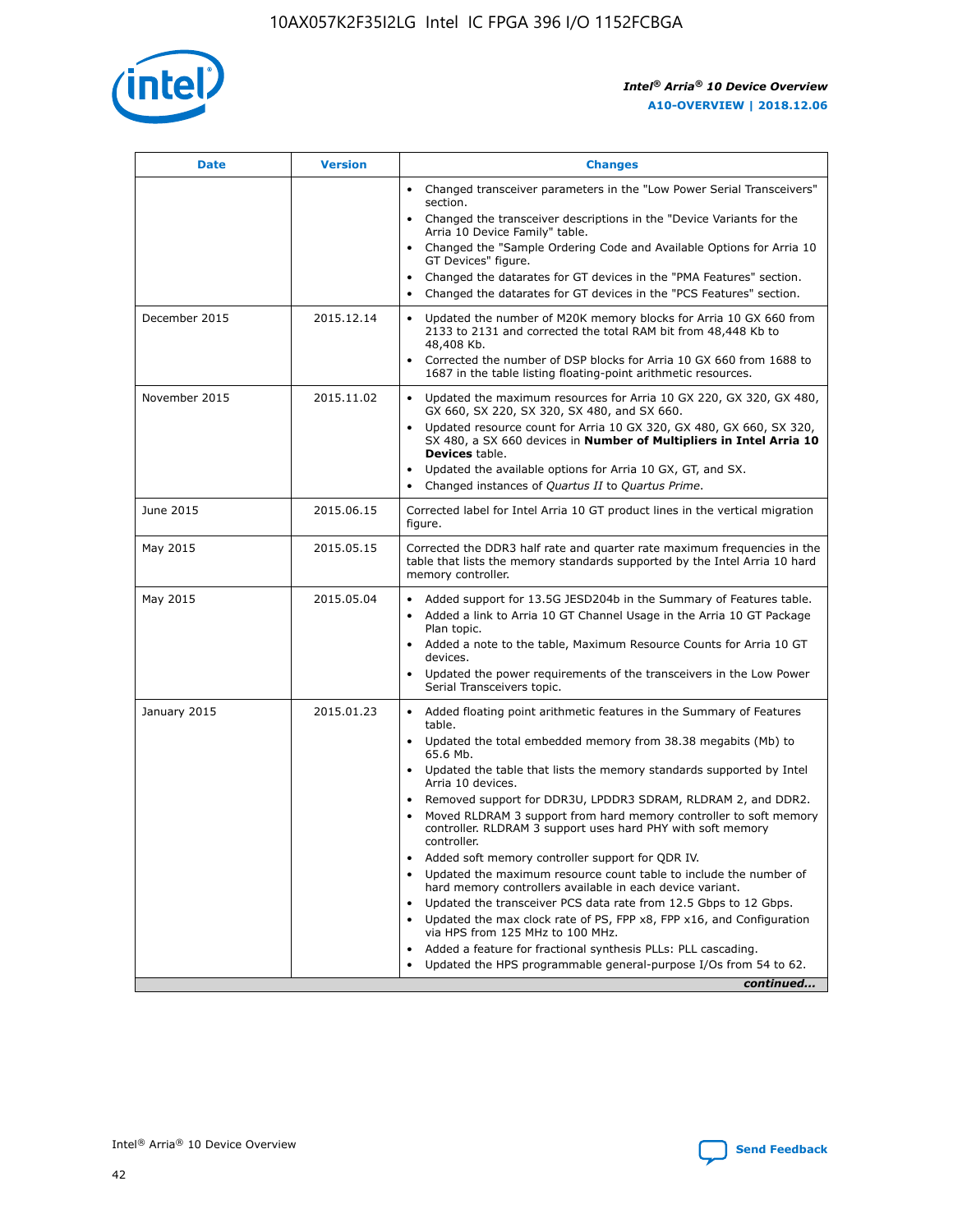| Date | Version | Changes |
| --- | --- | --- |
| | | • Changed transceiver parameters in the "Low Power Serial Transceivers" section.<br>• Changed the transceiver descriptions in the "Device Variants for the Arria 10 Device Family" table.<br>• Changed the "Sample Ordering Code and Available Options for Arria 10 GT Devices" figure.<br>• Changed the datarates for GT devices in the "PMA Features" section.<br>• Changed the datarates for GT devices in the "PCS Features" section. |
| December 2015 | 2015.12.14 | • Updated the number of M20K memory blocks for Arria 10 GX 660 from 2133 to 2131 and corrected the total RAM bit from 48,448 Kb to 48,408 Kb.<br>• Corrected the number of DSP blocks for Arria 10 GX 660 from 1688 to 1687 in the table listing floating-point arithmetic resources. |
| November 2015 | 2015.11.02 | • Updated the maximum resources for Arria 10 GX 220, GX 320, GX 480, GX 660, SX 220, SX 320, SX 480, and SX 660.<br>• Updated resource count for Arria 10 GX 320, GX 480, GX 660, SX 320, SX 480, a SX 660 devices in **Number of Multipliers in Intel Arria 10 Devices** table.<br>• Updated the available options for Arria 10 GX, GT, and SX.<br>• Changed instances of *Quartus II* to *Quartus Prime*. |
| June 2015 | 2015.06.15 | Corrected label for Intel Arria 10 GT product lines in the vertical migration figure. |
| May 2015 | 2015.05.15 | Corrected the DDR3 half rate and quarter rate maximum frequencies in the table that lists the memory standards supported by the Intel Arria 10 hard memory controller. |
| May 2015 | 2015.05.04 | • Added support for 13.5G JESD204b in the Summary of Features table.<br>• Added a link to Arria 10 GT Channel Usage in the Arria 10 GT Package Plan topic.<br>• Added a note to the table, Maximum Resource Counts for Arria 10 GT devices.<br>• Updated the power requirements of the transceivers in the Low Power Serial Transceivers topic. |
| January 2015 | 2015.01.23 | • Added floating point arithmetic features in the Summary of Features table.<br>• Updated the total embedded memory from 38.38 megabits (Mb) to 65.6 Mb.<br>• Updated the table that lists the memory standards supported by Intel Arria 10 devices.<br>• Removed support for DDR3U, LPDDR3 SDRAM, RLDRAM 2, and DDR2.<br>• Moved RLDRAM 3 support from hard memory controller to soft memory controller. RLDRAM 3 support uses hard PHY with soft memory controller.<br>• Added soft memory controller support for QDR IV.<br>• Updated the maximum resource count table to include the number of hard memory controllers available in each device variant.<br>• Updated the transceiver PCS data rate from 12.5 Gbps to 12 Gbps.<br>• Updated the max clock rate of PS, FPP x8, FPP x16, and Configuration via HPS from 125 MHz to 100 MHz.<br>• Added a feature for fractional synthesis PLLs: PLL cascading.<br>• Updated the HPS programmable general-purpose I/Os from 54 to 62. |

*continued...*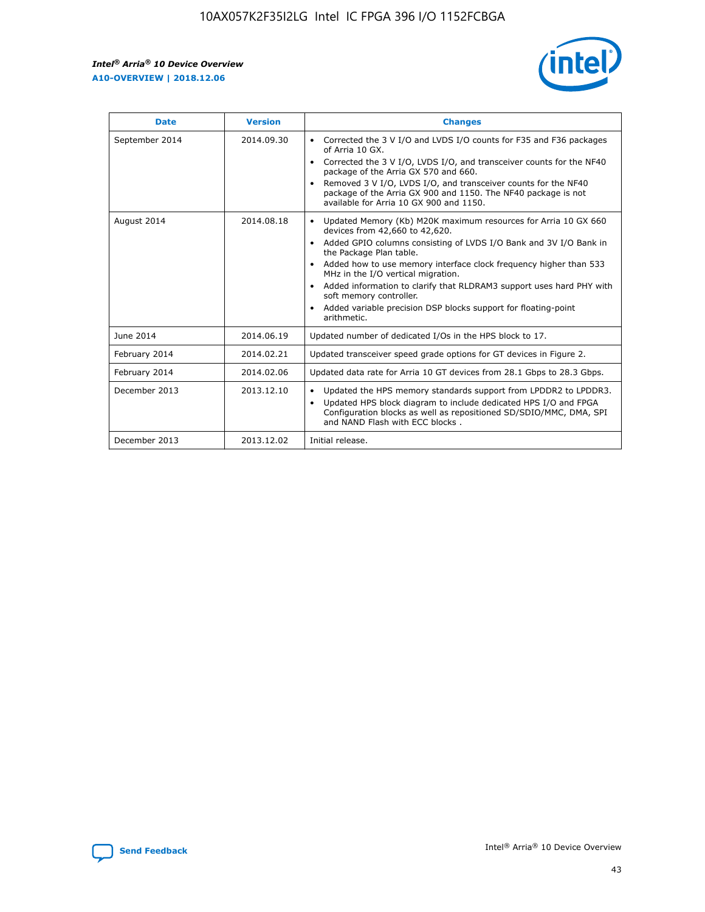| Date | Version | Changes |
| --- | --- | --- |
| September 2014 | 2014.09.30 | • Corrected the 3 V I/O and LVDS I/O counts for F35 and F36 packages of Arria 10 GX.<br>• Corrected the 3 V I/O, LVDS I/O, and transceiver counts for the NF40 package of the Arria GX 570 and 660.<br>• Removed 3 V I/O, LVDS I/O, and transceiver counts for the NF40 package of the Arria GX 900 and 1150. The NF40 package is not available for Arria 10 GX 900 and 1150. |
| August 2014 | 2014.08.18 | • Updated Memory (Kb) M20K maximum resources for Arria 10 GX 660 devices from 42,660 to 42,620.<br>• Added GPIO columns consisting of LVDS I/O Bank and 3V I/O Bank in the Package Plan table.<br>• Added how to use memory interface clock frequency higher than 533 MHz in the I/O vertical migration.<br>• Added information to clarify that RLDRAM3 support uses hard PHY with soft memory controller.<br>• Added variable precision DSP blocks support for floating-point arithmetic. |
| June 2014 | 2014.06.19 | Updated number of dedicated I/Os in the HPS block to 17. |
| February 2014 | 2014.02.21 | Updated transceiver speed grade options for GT devices in Figure 2. |
| February 2014 | 2014.02.06 | Updated data rate for Arria 10 GT devices from 28.1 Gbps to 28.3 Gbps. |
| December 2013 | 2013.12.10 | • Updated the HPS memory standards support from LPDDR2 to LPDDR3.<br>• Updated HPS block diagram to include dedicated HPS I/O and FPGA Configuration blocks as well as repositioned SD/SDIO/MMC, DMA, SPI and NAND Flash with ECC blocks . |
| December 2013 | 2013.12.02 | Initial release. |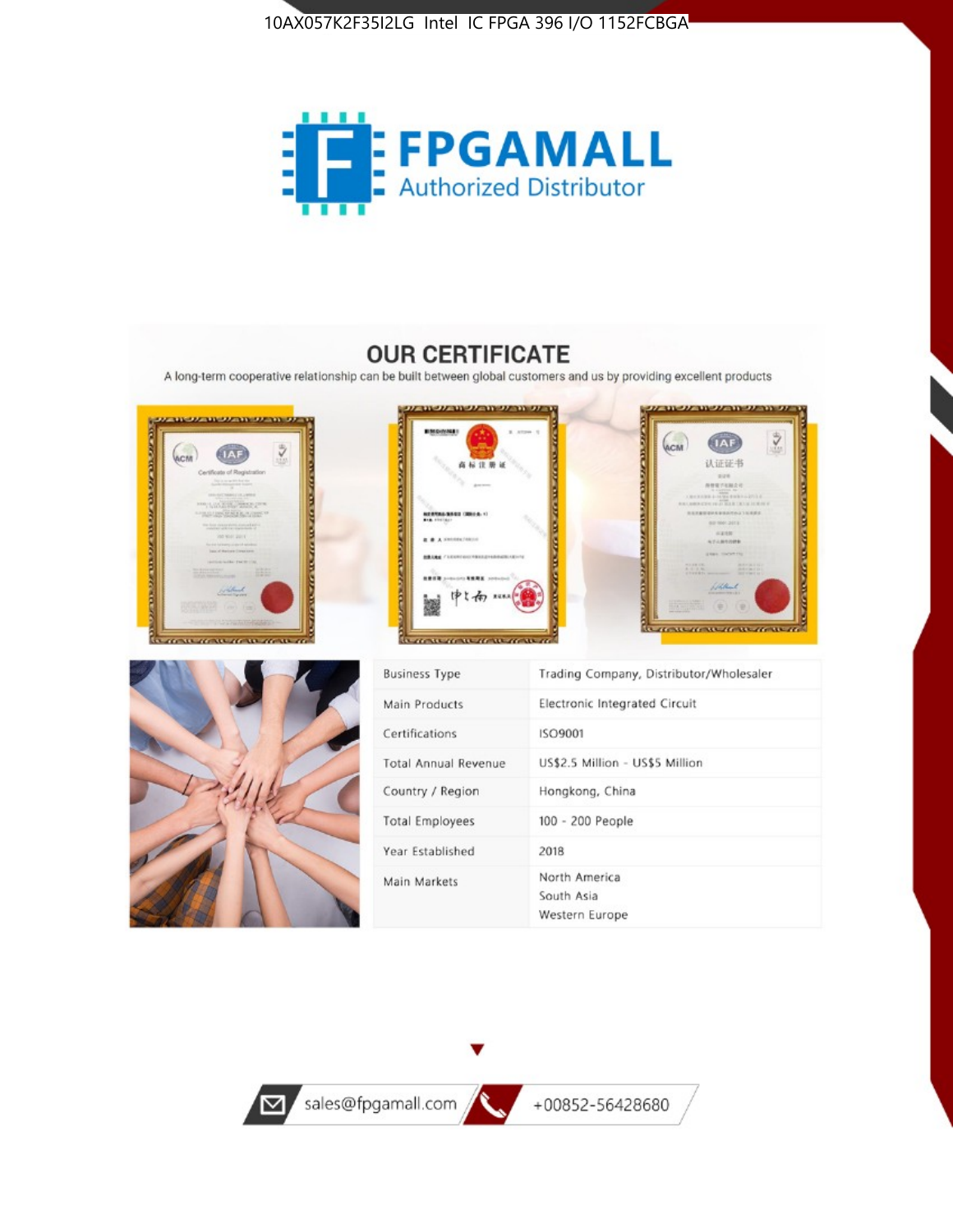FPGAMALL
Authorized Distributor

## OUR CERTIFICATE

A long-term cooperative relationship can be built between global customers and us by providing excellent products

| | |
|---|---|
| Business Type | Trading Company, Distributor/Wholesaler |
| Main Products | Electronic Integrated Circuit |
| Certifications | ISO9001 |
| Total Annual Revenue | US$2.5 Million - US$5 Million |
| Country / Region | Hongkong, China |
| Total Employees | 100 - 200 People |
| Year Established | 2018 |
| Main Markets | North America<br>South Asia<br>Western Europe |

sales@fpgamall.com

+00852-56428680